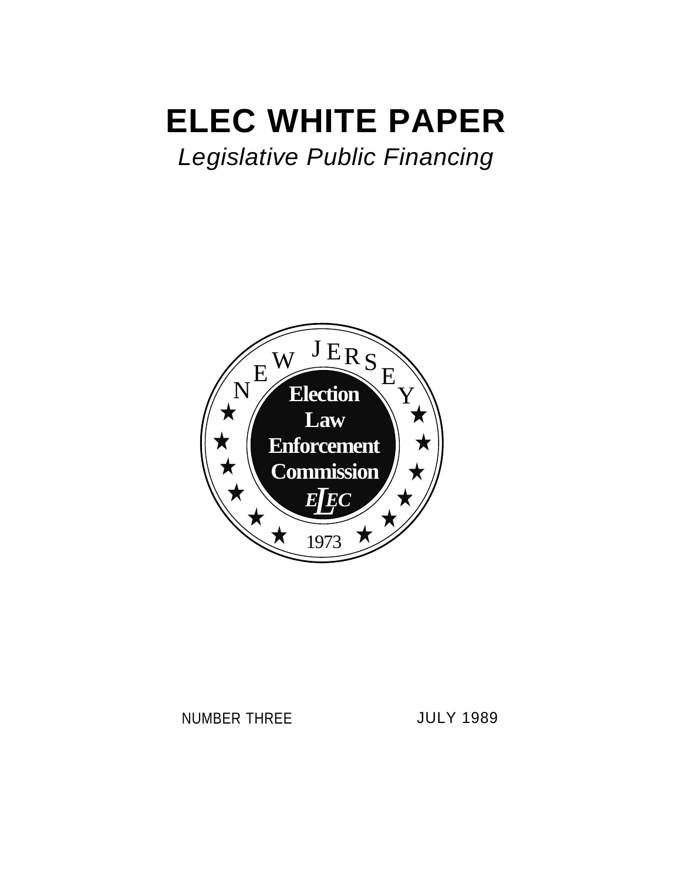# ELEC WHITE PAPER

*Legislative Public Financing*

NEW JERSEY

Election Law Enforcement Commission

ELEC

1973

NUMBER THREE

JULY 1989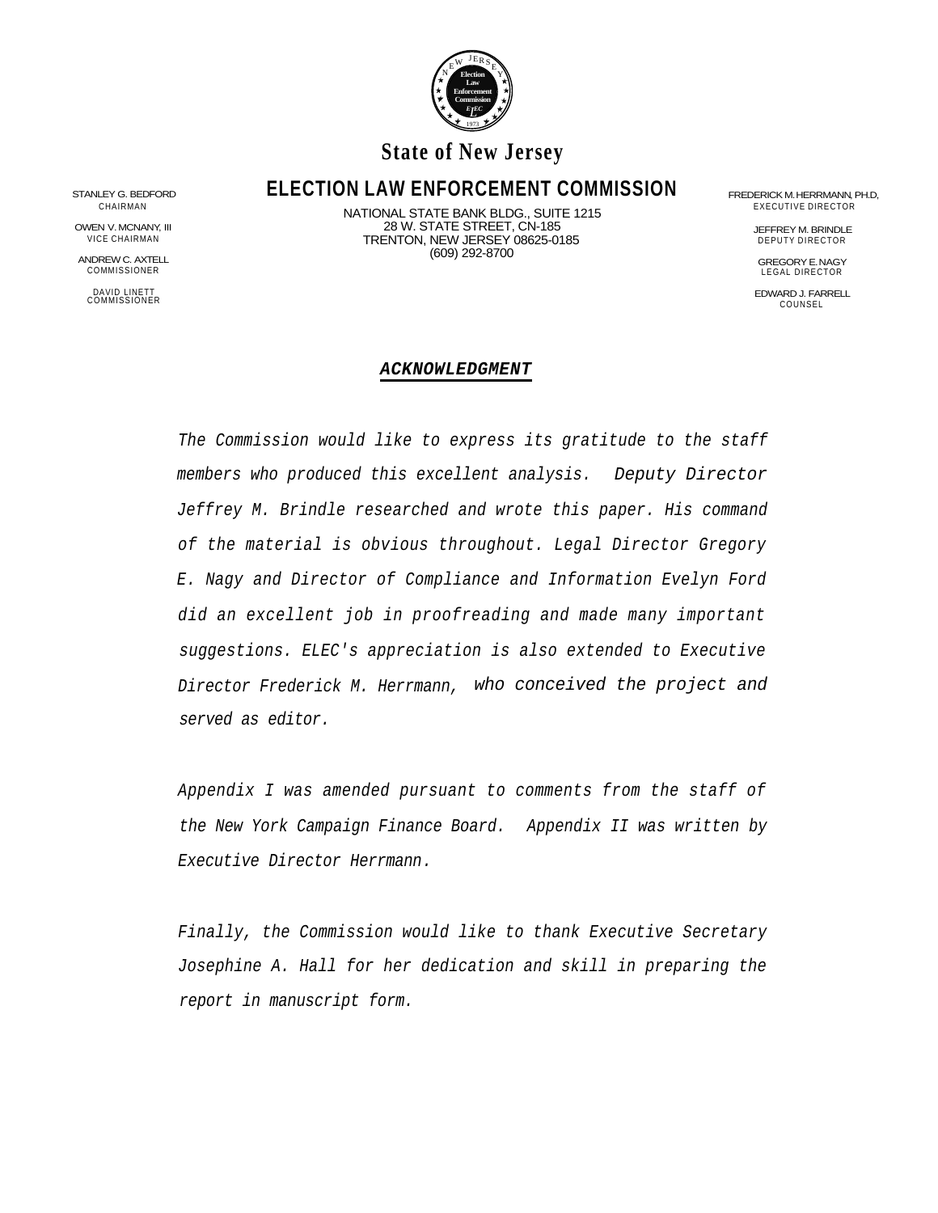# State of New Jersey

## ELECTION LAW ENFORCEMENT COMMISSION

NATIONAL STATE BANK BLDG., SUITE 1215
28 W. STATE STREET, CN-185
TRENTON, NEW JERSEY 08625-0185
(609) 292-8700

STANLEY G. BEDFORD
CHAIRMAN

OWEN V. MCNANY, III
VICE CHAIRMAN

ANDREW C. AXTELL
COMMISSIONER

DAVID LINETT
COMMISSIONER

FREDERICK M. HERRMANN, PH.D,
EXECUTIVE DIRECTOR

JEFFREY M. BRINDLE
DEPUTY DIRECTOR

GREGORY E. NAGY
LEGAL DIRECTOR

EDWARD J. FARRELL
COUNSEL

### ***ACKNOWLEDGMENT***

*The Commission would like to express its gratitude to the staff members who produced this excellent analysis. Deputy Director Jeffrey M. Brindle researched and wrote this paper. His command of the material is obvious throughout. Legal Director Gregory E. Nagy and Director of Compliance and Information Evelyn Ford did an excellent job in proofreading and made many important suggestions. ELEC's appreciation is also extended to Executive Director Frederick M. Herrmann, who conceived the project and served as editor.*

*Appendix I was amended pursuant to comments from the staff of the New York Campaign Finance Board. Appendix II was written by Executive Director Herrmann.*

*Finally, the Commission would like to thank Executive Secretary Josephine A. Hall for her dedication and skill in preparing the report in manuscript form.*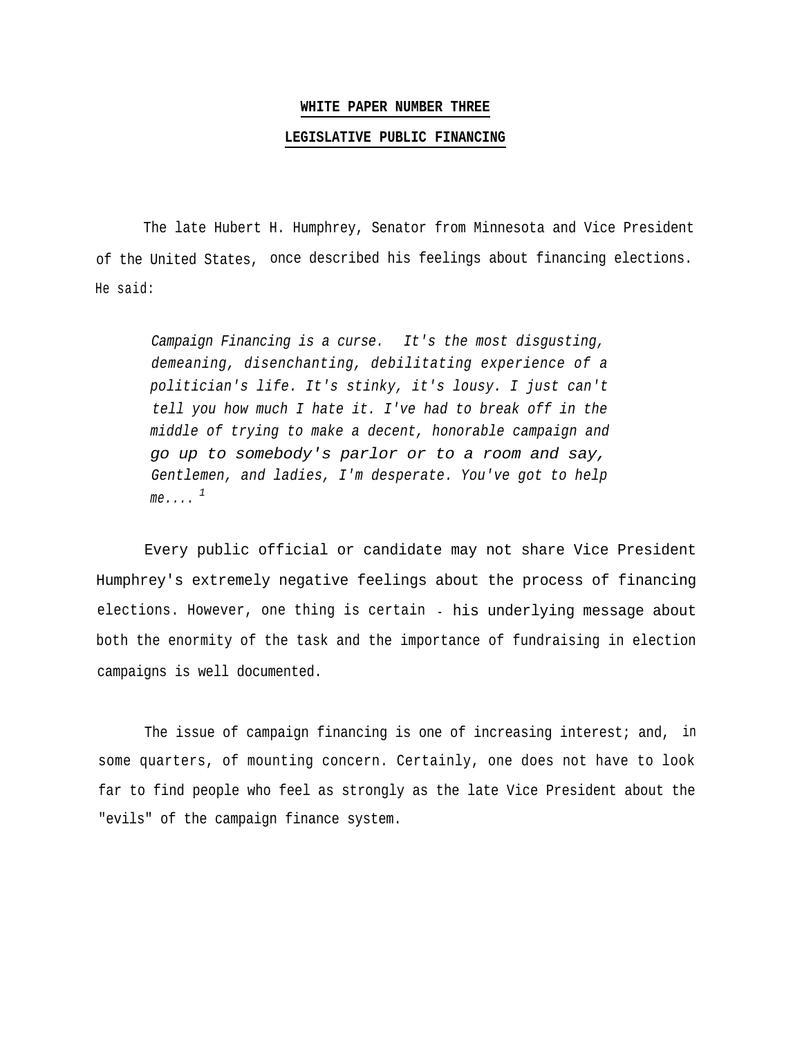**WHITE PAPER NUMBER THREE**

**LEGISLATIVE PUBLIC FINANCING**

The late Hubert H. Humphrey, Senator from Minnesota and Vice President of the United States, once described his feelings about financing elections. He said:

> *Campaign Financing is a curse. It's the most disgusting, demeaning, disenchanting, debilitating experience of a politician's life. It's stinky, it's lousy. I just can't tell you how much I hate it. I've had to break off in the middle of trying to make a decent, honorable campaign and go up to somebody's parlor or to a room and say, Gentlemen, and ladies, I'm desperate. You've got to help me....* [1]

Every public official or candidate may not share Vice President Humphrey's extremely negative feelings about the process of financing elections. However, one thing is certain - his underlying message about both the enormity of the task and the importance of fundraising in election campaigns is well documented.

The issue of campaign financing is one of increasing interest; and, in some quarters, of mounting concern. Certainly, one does not have to look far to find people who feel as strongly as the late Vice President about the "evils" of the campaign finance system.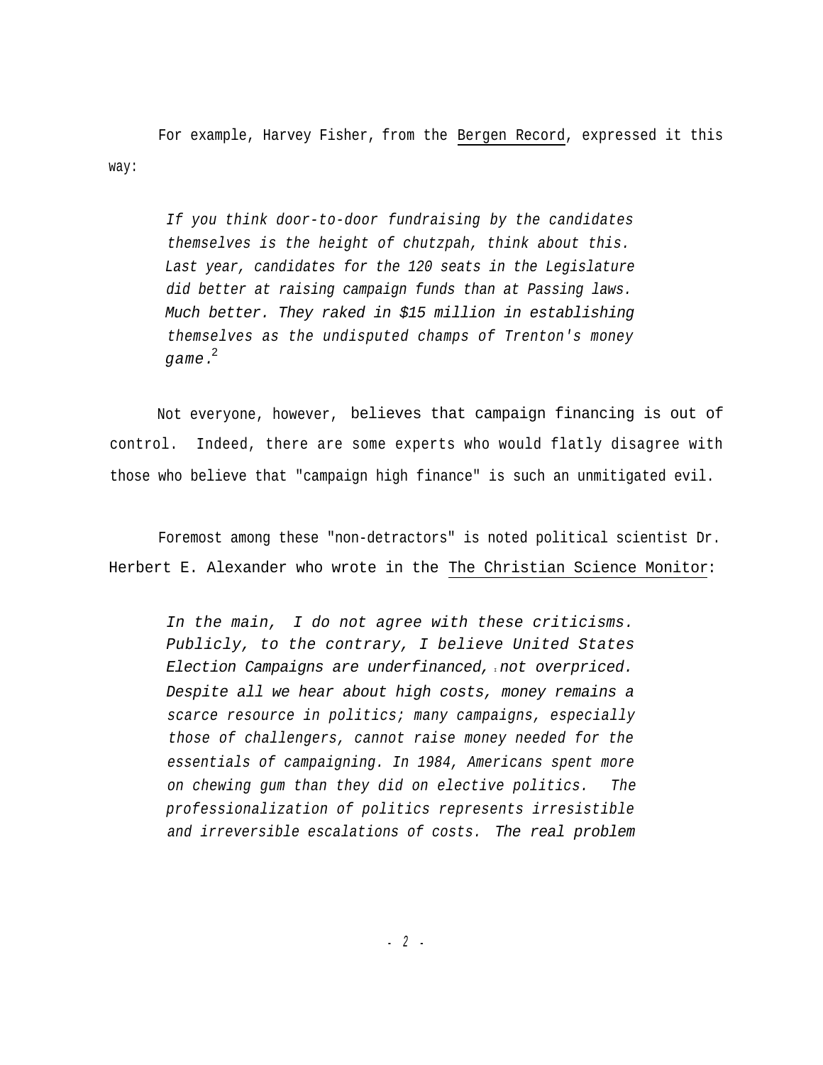For example, Harvey Fisher, from the Bergen Record, expressed it this way:

> *If you think door-to-door fundraising by the candidates themselves is the height of chutzpah, think about this. Last year, candidates for the 120 seats in the Legislature did better at raising campaign funds than at Passing laws. Much better. They raked in $15 million in establishing themselves as the undisputed champs of Trenton's money game.*[2]

Not everyone, however, believes that campaign financing is out of control. Indeed, there are some experts who would flatly disagree with those who believe that "campaign high finance" is such an unmitigated evil.

Foremost among these "non-detractors" is noted political scientist Dr. Herbert E. Alexander who wrote in the The Christian Science Monitor:

> *In the main, I do not agree with these criticisms. Publicly, to the contrary, I believe United States Election Campaigns are underfinanced, not overpriced. Despite all we hear about high costs, money remains a scarce resource in politics; many campaigns, especially those of challengers, cannot raise money needed for the essentials of campaigning. In 1984, Americans spent more on chewing gum than they did on elective politics. The professionalization of politics represents irresistible and irreversible escalations of costs. The real problem*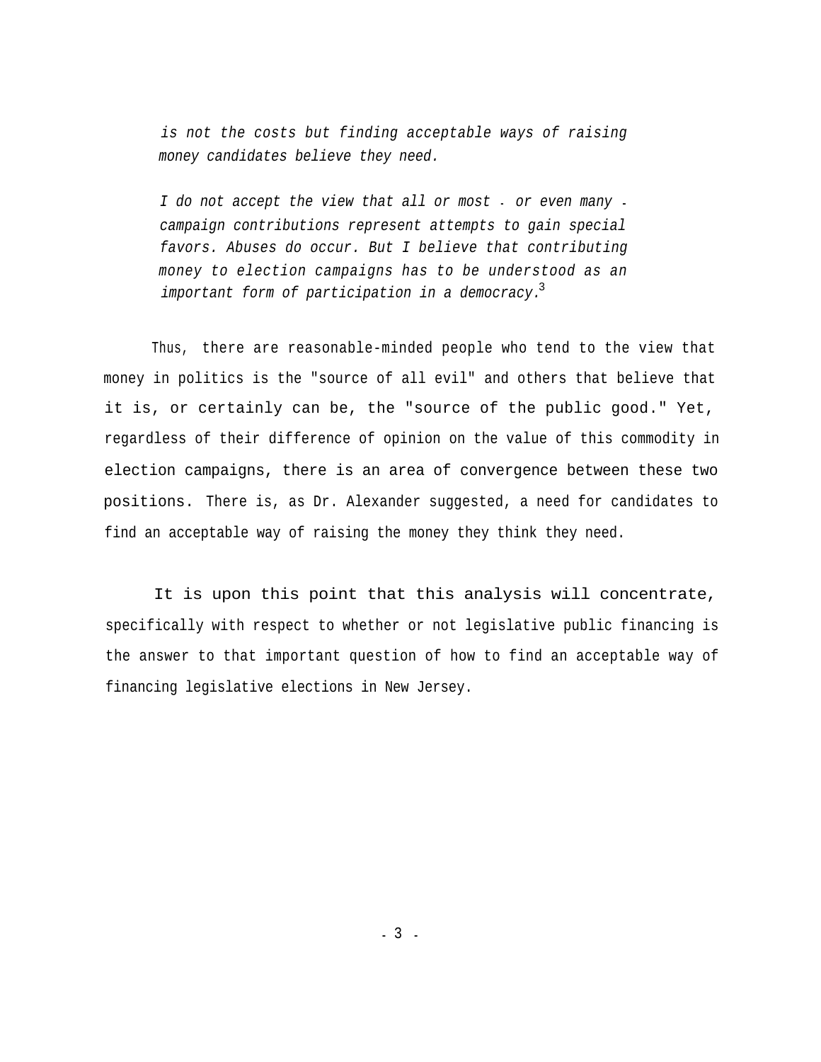*is not the costs but finding acceptable ways of raising money candidates believe they need.*

*I do not accept the view that all or most - or even many - campaign contributions represent attempts to gain special favors. Abuses do occur. But I believe that contributing money to election campaigns has to be understood as an important form of participation in a democracy.*[3]

Thus, there are reasonable-minded people who tend to the view that money in politics is the "source of all evil" and others that believe that it is, or certainly can be, the "source of the public good." Yet, regardless of their difference of opinion on the value of this commodity in election campaigns, there is an area of convergence between these two positions. There is, as Dr. Alexander suggested, a need for candidates to find an acceptable way of raising the money they think they need.

It is upon this point that this analysis will concentrate, specifically with respect to whether or not legislative public financing is the answer to that important question of how to find an acceptable way of financing legislative elections in New Jersey.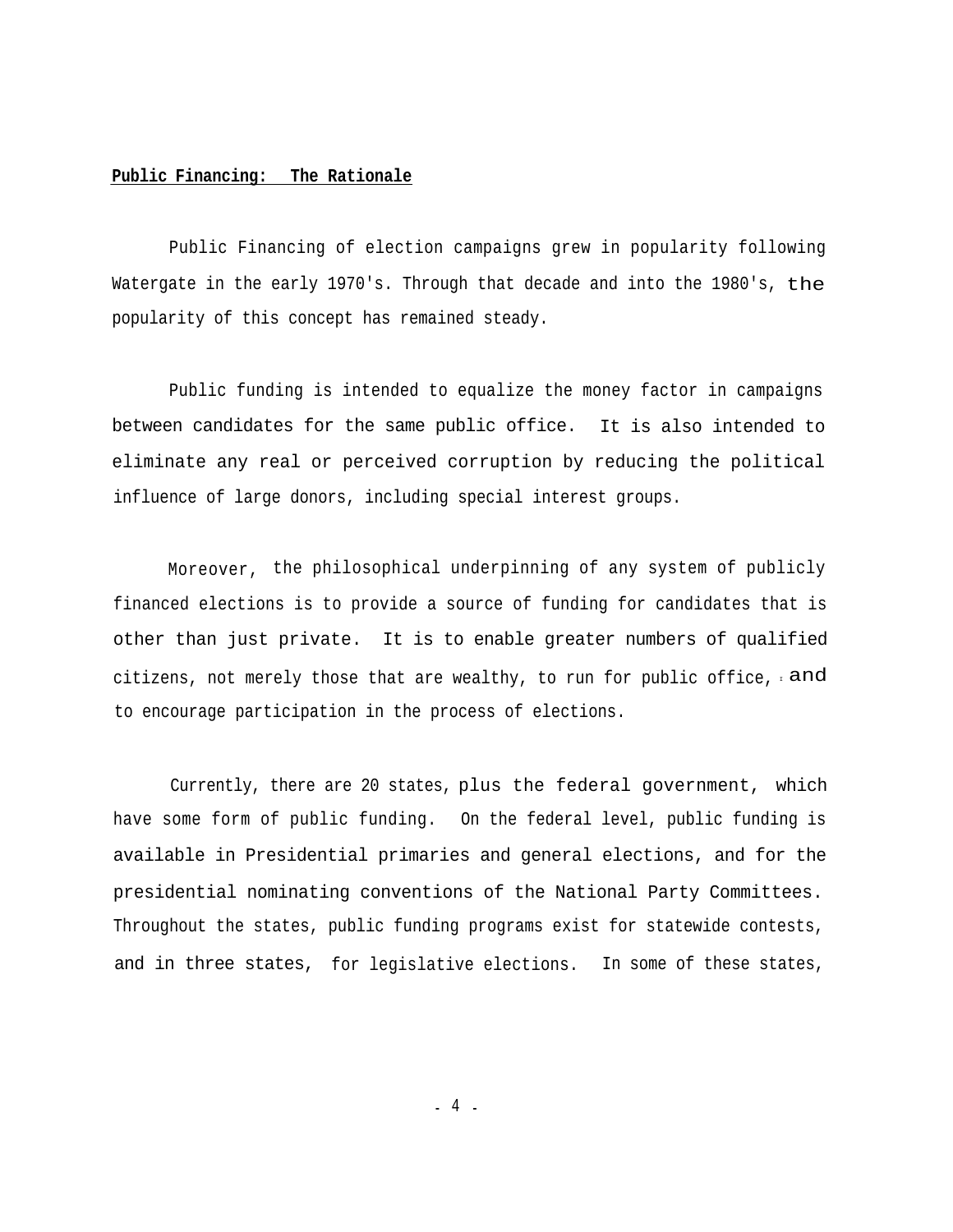**Public Financing: The Rationale**

Public Financing of election campaigns grew in popularity following Watergate in the early 1970's. Through that decade and into the 1980's, the popularity of this concept has remained steady.

Public funding is intended to equalize the money factor in campaigns between candidates for the same public office. It is also intended to eliminate any real or perceived corruption by reducing the political influence of large donors, including special interest groups.

Moreover, the philosophical underpinning of any system of publicly financed elections is to provide a source of funding for candidates that is other than just private. It is to enable greater numbers of qualified citizens, not merely those that are wealthy, to run for public office, and to encourage participation in the process of elections.

Currently, there are 20 states, plus the federal government, which have some form of public funding. On the federal level, public funding is available in Presidential primaries and general elections, and for the presidential nominating conventions of the National Party Committees. Throughout the states, public funding programs exist for statewide contests, and in three states, for legislative elections. In some of these states,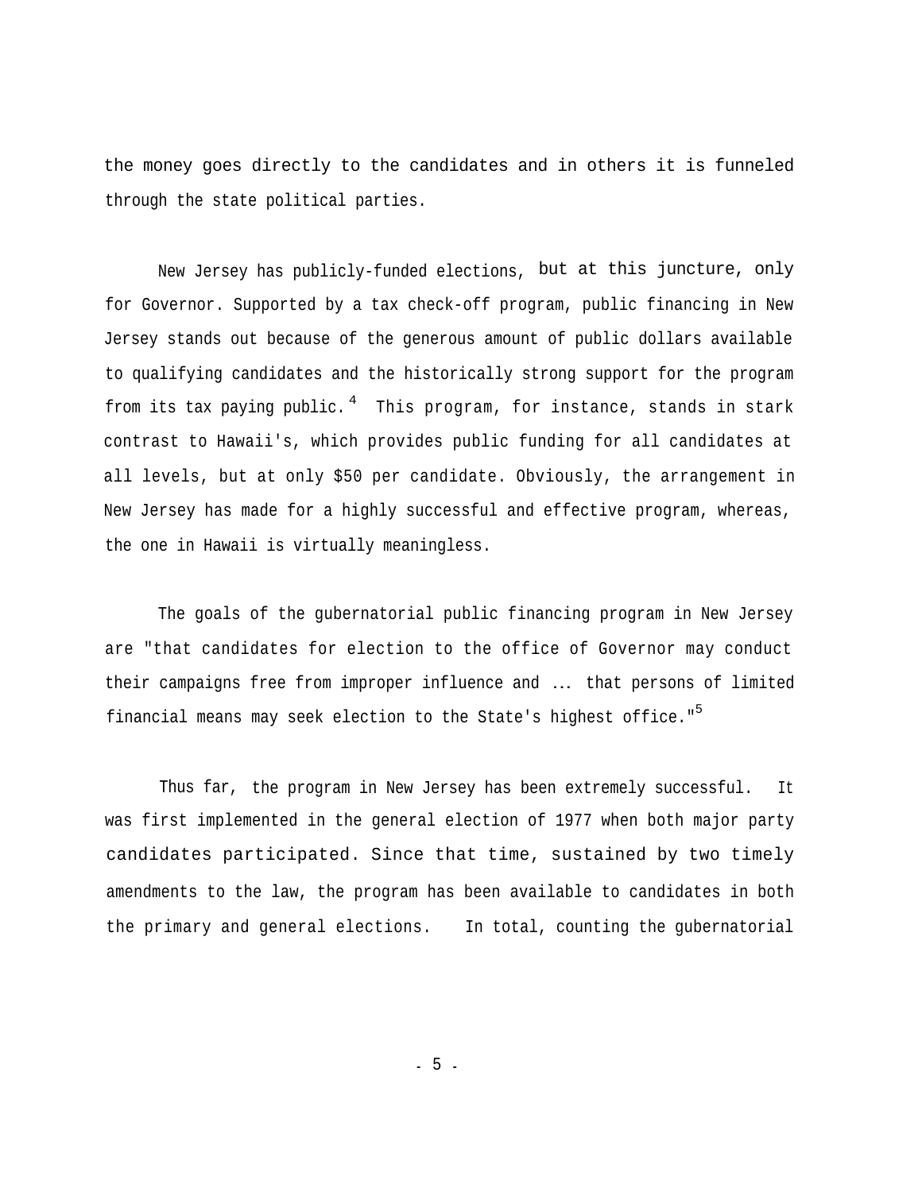the money goes directly to the candidates and in others it is funneled through the state political parties.

New Jersey has publicly-funded elections, but at this juncture, only for Governor. Supported by a tax check-off program, public financing in New Jersey stands out because of the generous amount of public dollars available to qualifying candidates and the historically strong support for the program from its tax paying public.[4] This program, for instance, stands in stark contrast to Hawaii's, which provides public funding for all candidates at all levels, but at only $50 per candidate. Obviously, the arrangement in New Jersey has made for a highly successful and effective program, whereas, the one in Hawaii is virtually meaningless.

The goals of the gubernatorial public financing program in New Jersey are "that candidates for election to the office of Governor may conduct their campaigns free from improper influence and ... that persons of limited financial means may seek election to the State's highest office."[5]

Thus far, the program in New Jersey has been extremely successful. It was first implemented in the general election of 1977 when both major party candidates participated. Since that time, sustained by two timely amendments to the law, the program has been available to candidates in both the primary and general elections. In total, counting the gubernatorial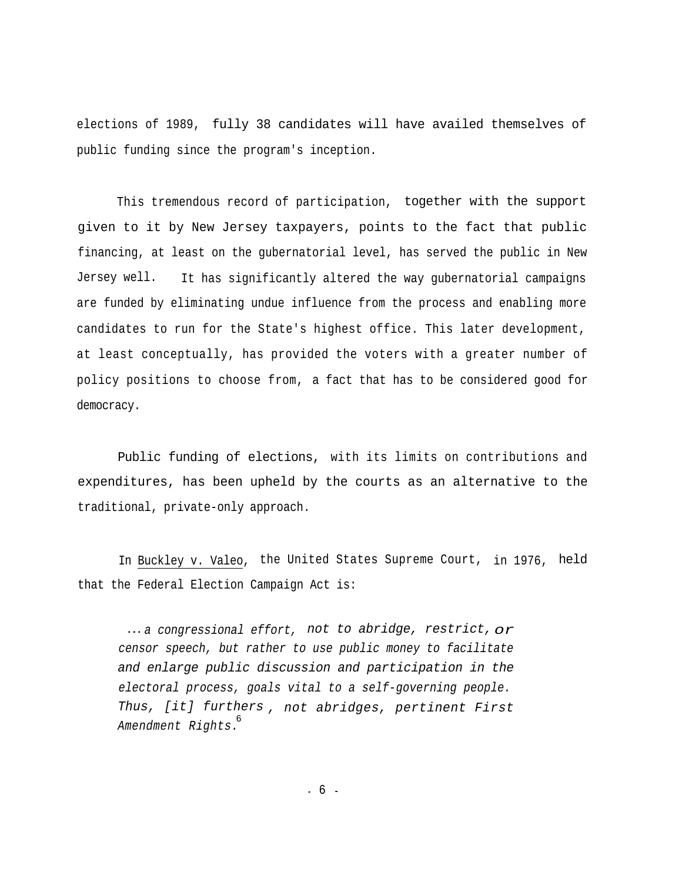elections of 1989, fully 38 candidates will have availed themselves of public funding since the program's inception.

This tremendous record of participation, together with the support given to it by New Jersey taxpayers, points to the fact that public financing, at least on the gubernatorial level, has served the public in New Jersey well. It has significantly altered the way gubernatorial campaigns are funded by eliminating undue influence from the process and enabling more candidates to run for the State's highest office. This later development, at least conceptually, has provided the voters with a greater number of policy positions to choose from, a fact that has to be considered good for democracy.

Public funding of elections, with its limits on contributions and expenditures, has been upheld by the courts as an alternative to the traditional, private-only approach.

In Buckley v. Valeo, the United States Supreme Court, in 1976, held that the Federal Election Campaign Act is:

> *... a congressional effort, not to abridge, restrict, or censor speech, but rather to use public money to facilitate and enlarge public discussion and participation in the electoral process, goals vital to a self-governing people. Thus, [it] furthers, not abridges, pertinent First Amendment Rights.*[6]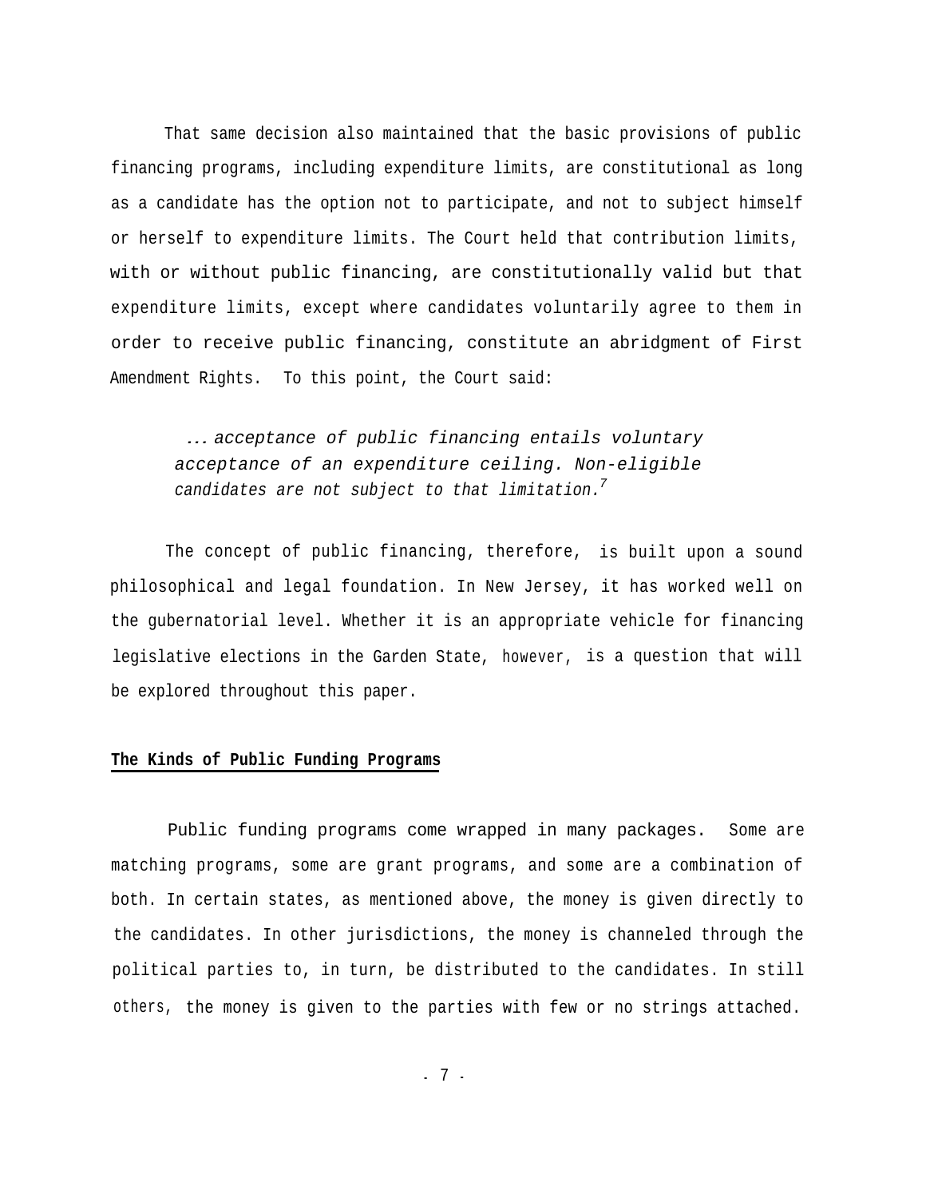That same decision also maintained that the basic provisions of public financing programs, including expenditure limits, are constitutional as long as a candidate has the option not to participate, and not to subject himself or herself to expenditure limits. The Court held that contribution limits, with or without public financing, are constitutionally valid but that expenditure limits, except where candidates voluntarily agree to them in order to receive public financing, constitute an abridgment of First Amendment Rights. To this point, the Court said:

> *... acceptance of public financing entails voluntary acceptance of an expenditure ceiling. Non-eligible candidates are not subject to that limitation.*[7]

The concept of public financing, therefore, is built upon a sound philosophical and legal foundation. In New Jersey, it has worked well on the gubernatorial level. Whether it is an appropriate vehicle for financing legislative elections in the Garden State, however, is a question that will be explored throughout this paper.

**The Kinds of Public Funding Programs**

Public funding programs come wrapped in many packages. Some are matching programs, some are grant programs, and some are a combination of both. In certain states, as mentioned above, the money is given directly to the candidates. In other jurisdictions, the money is channeled through the political parties to, in turn, be distributed to the candidates. In still others, the money is given to the parties with few or no strings attached.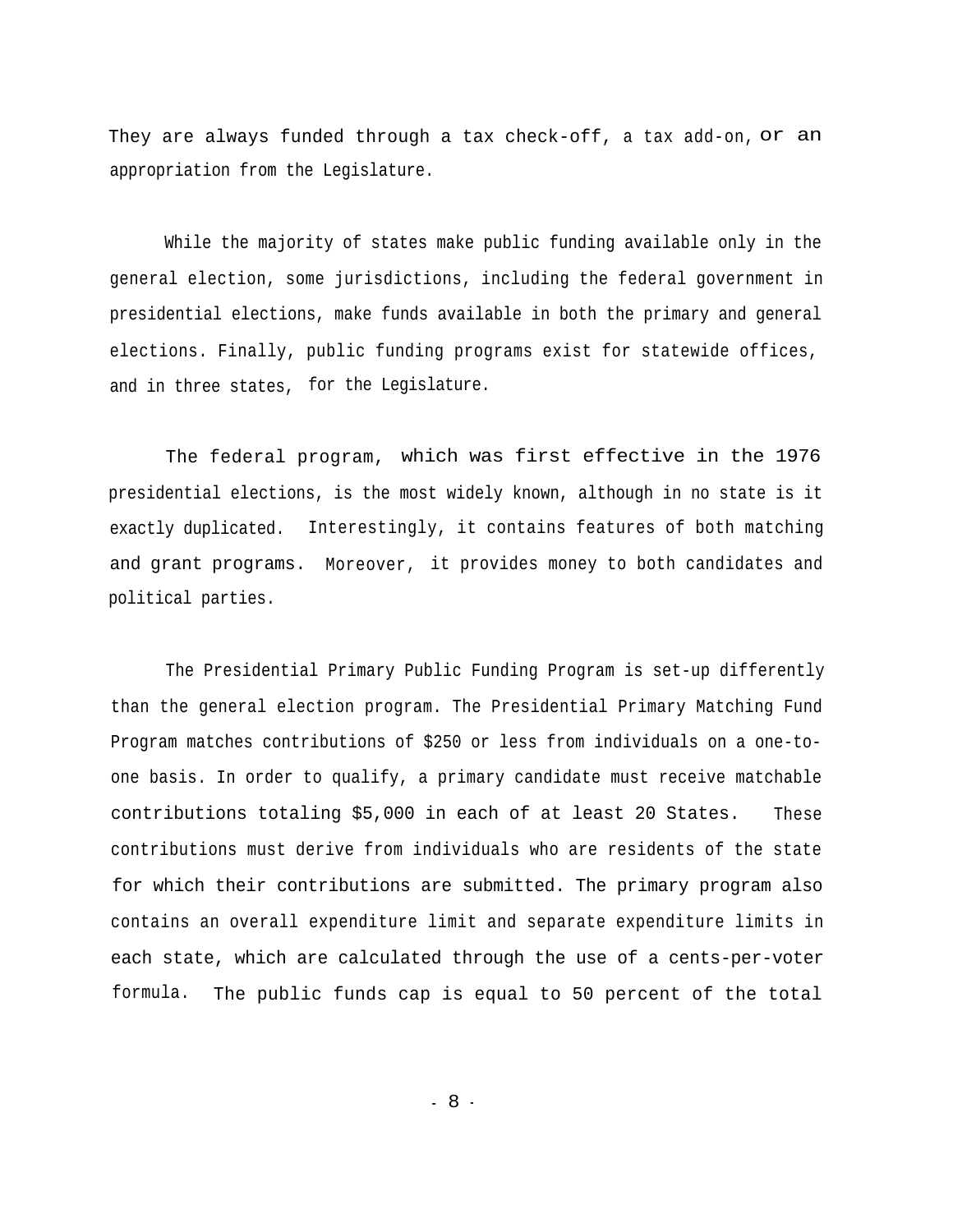They are always funded through a tax check-off, a tax add-on, or an appropriation from the Legislature.

While the majority of states make public funding available only in the general election, some jurisdictions, including the federal government in presidential elections, make funds available in both the primary and general elections. Finally, public funding programs exist for statewide offices, and in three states, for the Legislature.

The federal program, which was first effective in the 1976 presidential elections, is the most widely known, although in no state is it exactly duplicated. Interestingly, it contains features of both matching and grant programs. Moreover, it provides money to both candidates and political parties.

The Presidential Primary Public Funding Program is set-up differently than the general election program. The Presidential Primary Matching Fund Program matches contributions of $250 or less from individuals on a one-to-one basis. In order to qualify, a primary candidate must receive matchable contributions totaling $5,000 in each of at least 20 States. These contributions must derive from individuals who are residents of the state for which their contributions are submitted. The primary program also contains an overall expenditure limit and separate expenditure limits in each state, which are calculated through the use of a cents-per-voter formula. The public funds cap is equal to 50 percent of the total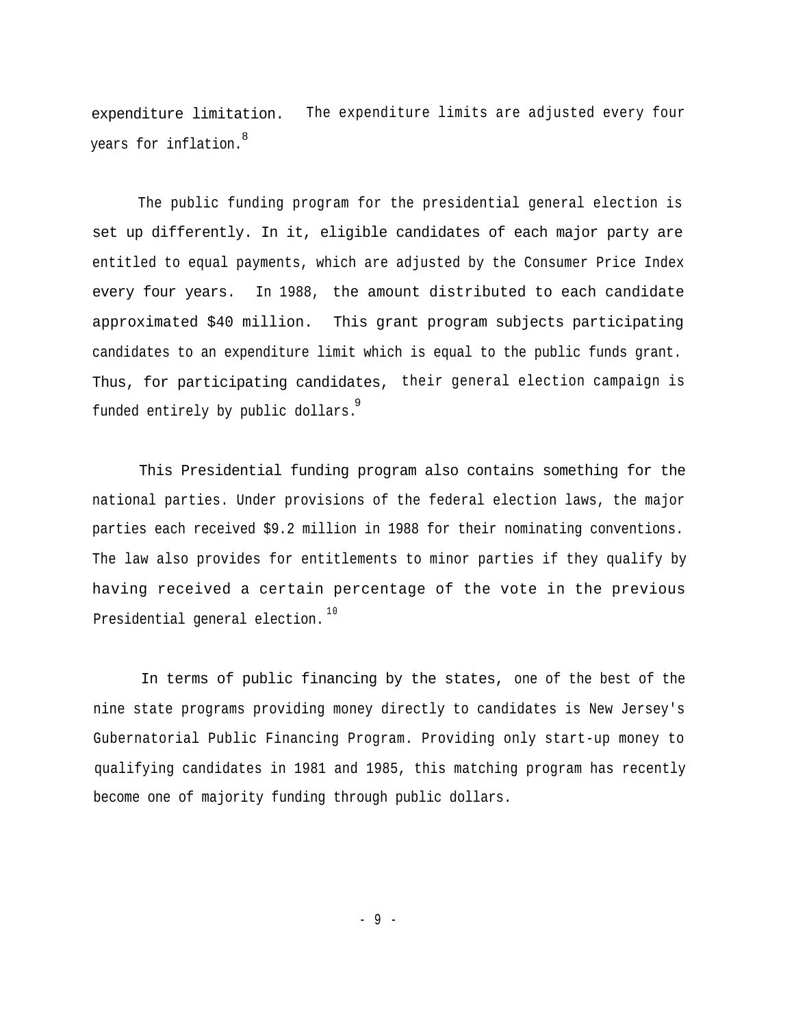expenditure limitation. The expenditure limits are adjusted every four years for inflation.[8]

The public funding program for the presidential general election is set up differently. In it, eligible candidates of each major party are entitled to equal payments, which are adjusted by the Consumer Price Index every four years. In 1988, the amount distributed to each candidate approximated $40 million. This grant program subjects participating candidates to an expenditure limit which is equal to the public funds grant. Thus, for participating candidates, their general election campaign is funded entirely by public dollars.[9]

This Presidential funding program also contains something for the national parties. Under provisions of the federal election laws, the major parties each received $9.2 million in 1988 for their nominating conventions. The law also provides for entitlements to minor parties if they qualify by having received a certain percentage of the vote in the previous Presidential general election.[10]

In terms of public financing by the states, one of the best of the nine state programs providing money directly to candidates is New Jersey's Gubernatorial Public Financing Program. Providing only start-up money to qualifying candidates in 1981 and 1985, this matching program has recently become one of majority funding through public dollars.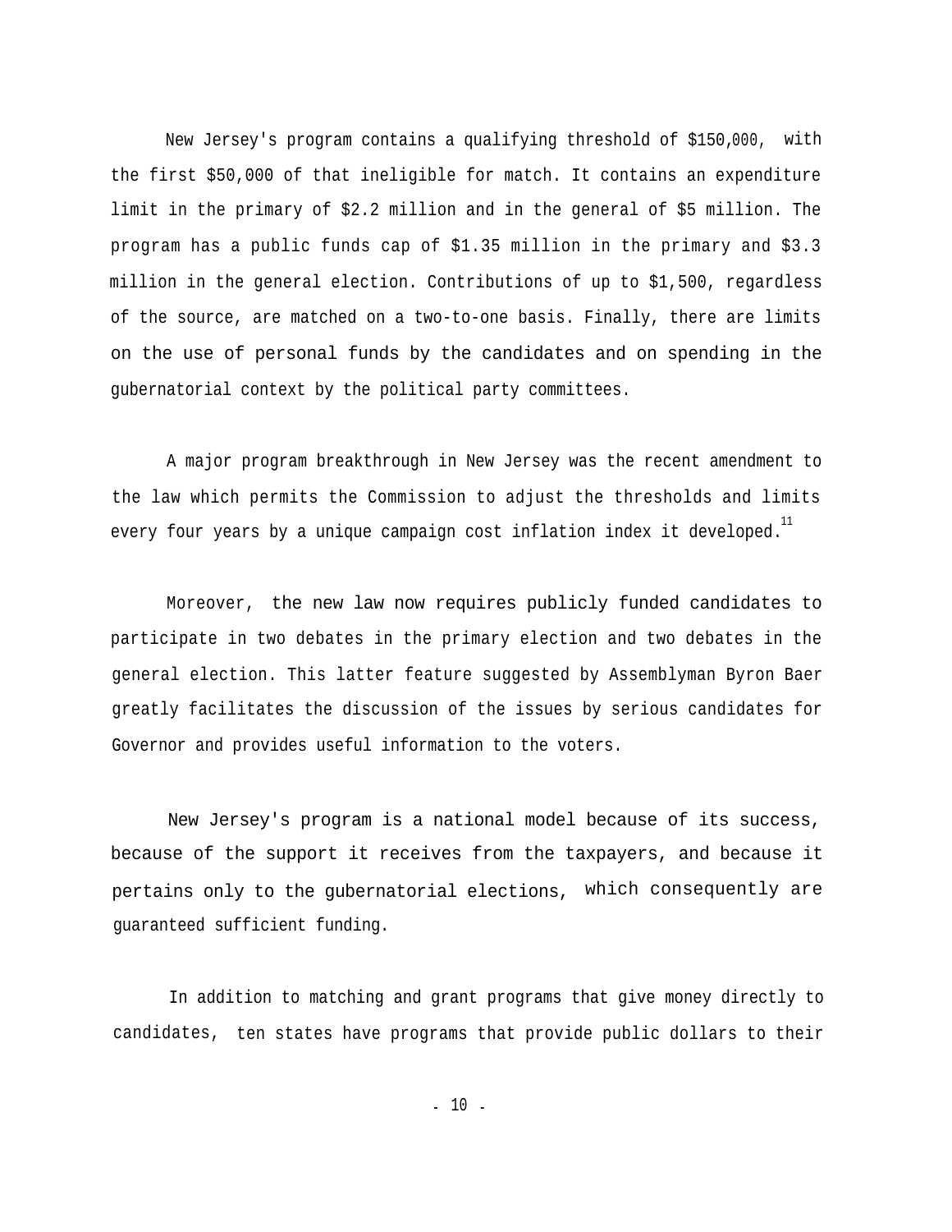New Jersey's program contains a qualifying threshold of $150,000, with the first $50,000 of that ineligible for match. It contains an expenditure limit in the primary of $2.2 million and in the general of $5 million. The program has a public funds cap of $1.35 million in the primary and $3.3 million in the general election. Contributions of up to $1,500, regardless of the source, are matched on a two-to-one basis. Finally, there are limits on the use of personal funds by the candidates and on spending in the gubernatorial context by the political party committees.

A major program breakthrough in New Jersey was the recent amendment to the law which permits the Commission to adjust the thresholds and limits every four years by a unique campaign cost inflation index it developed.[11]

Moreover, the new law now requires publicly funded candidates to participate in two debates in the primary election and two debates in the general election. This latter feature suggested by Assemblyman Byron Baer greatly facilitates the discussion of the issues by serious candidates for Governor and provides useful information to the voters.

New Jersey's program is a national model because of its success, because of the support it receives from the taxpayers, and because it pertains only to the gubernatorial elections, which consequently are guaranteed sufficient funding.

In addition to matching and grant programs that give money directly to candidates, ten states have programs that provide public dollars to their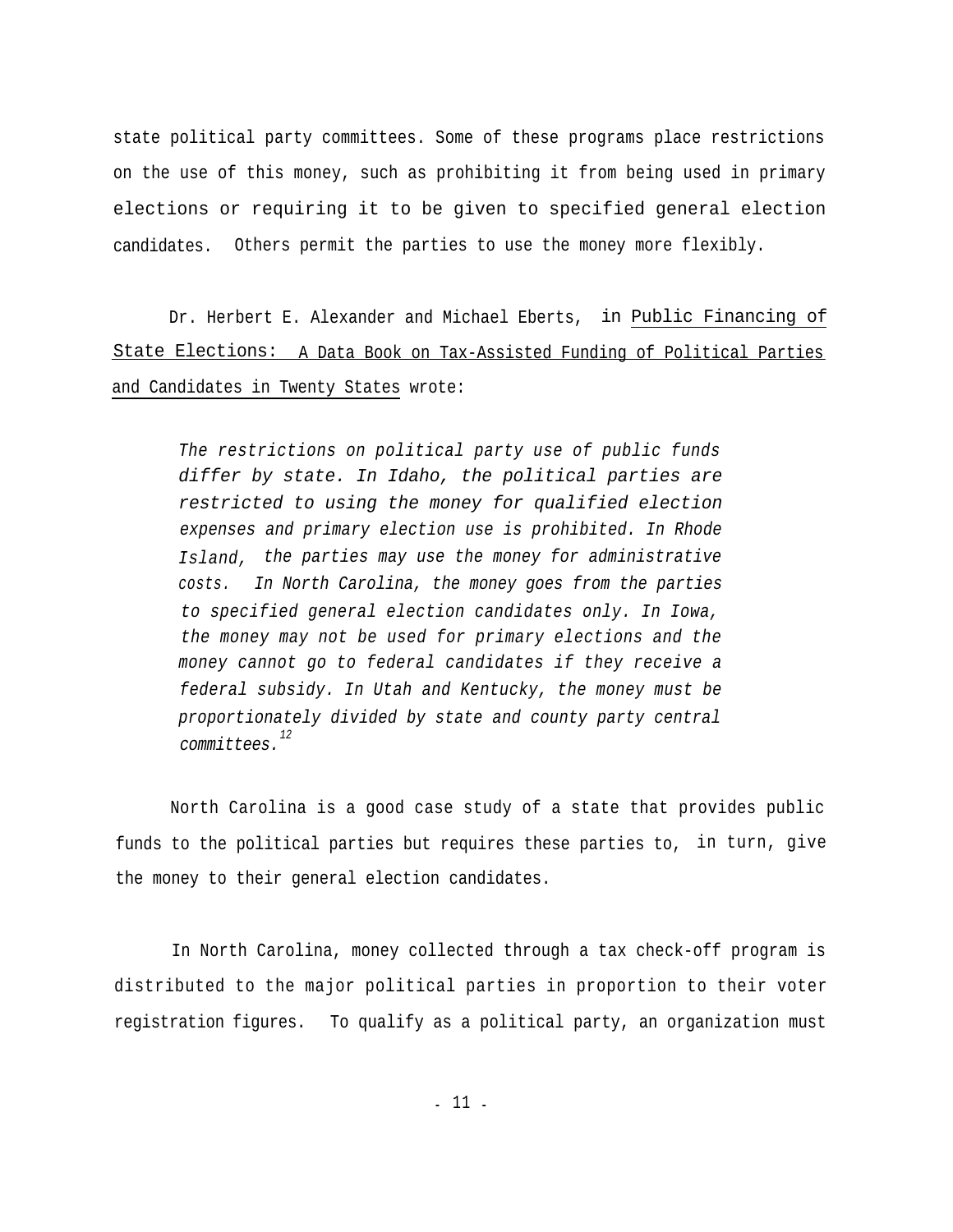state political party committees. Some of these programs place restrictions on the use of this money, such as prohibiting it from being used in primary elections or requiring it to be given to specified general election candidates. Others permit the parties to use the money more flexibly.

Dr. Herbert E. Alexander and Michael Eberts, in Public Financing of State Elections: A Data Book on Tax-Assisted Funding of Political Parties and Candidates in Twenty States wrote:

> *The restrictions on political party use of public funds differ by state. In Idaho, the political parties are restricted to using the money for qualified election expenses and primary election use is prohibited. In Rhode Island, the parties may use the money for administrative costs. In North Carolina, the money goes from the parties to specified general election candidates only. In Iowa, the money may not be used for primary elections and the money cannot go to federal candidates if they receive a federal subsidy. In Utah and Kentucky, the money must be proportionately divided by state and county party central committees.*[12]

North Carolina is a good case study of a state that provides public funds to the political parties but requires these parties to, in turn, give the money to their general election candidates.

In North Carolina, money collected through a tax check-off program is distributed to the major political parties in proportion to their voter registration figures. To qualify as a political party, an organization must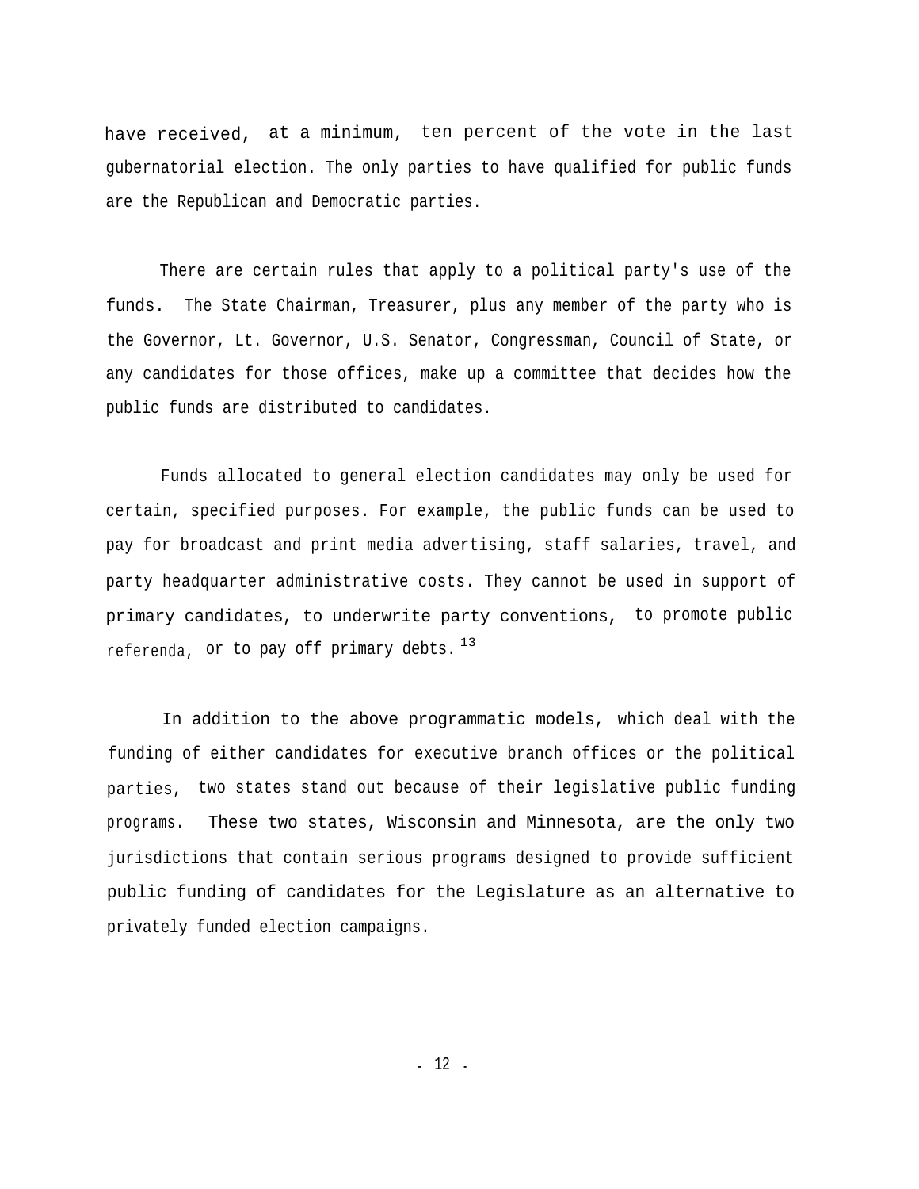have received, at a minimum, ten percent of the vote in the last gubernatorial election. The only parties to have qualified for public funds are the Republican and Democratic parties.

There are certain rules that apply to a political party's use of the funds. The State Chairman, Treasurer, plus any member of the party who is the Governor, Lt. Governor, U.S. Senator, Congressman, Council of State, or any candidates for those offices, make up a committee that decides how the public funds are distributed to candidates.

Funds allocated to general election candidates may only be used for certain, specified purposes. For example, the public funds can be used to pay for broadcast and print media advertising, staff salaries, travel, and party headquarter administrative costs. They cannot be used in support of primary candidates, to underwrite party conventions, to promote public referenda, or to pay off primary debts.[13]

In addition to the above programmatic models, which deal with the funding of either candidates for executive branch offices or the political parties, two states stand out because of their legislative public funding programs. These two states, Wisconsin and Minnesota, are the only two jurisdictions that contain serious programs designed to provide sufficient public funding of candidates for the Legislature as an alternative to privately funded election campaigns.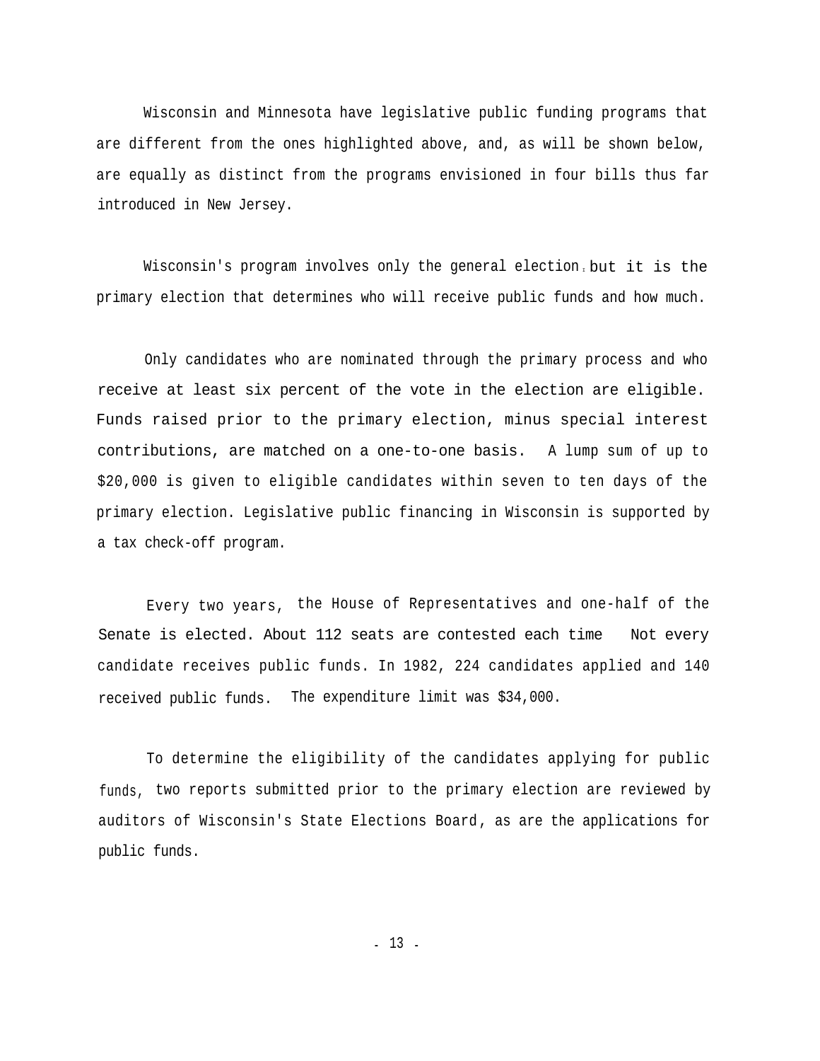Wisconsin and Minnesota have legislative public funding programs that are different from the ones highlighted above, and, as will be shown below, are equally as distinct from the programs envisioned in four bills thus far introduced in New Jersey.

Wisconsin's program involves only the general election, but it is the primary election that determines who will receive public funds and how much.

Only candidates who are nominated through the primary process and who receive at least six percent of the vote in the election are eligible. Funds raised prior to the primary election, minus special interest contributions, are matched on a one-to-one basis. A lump sum of up to $20,000 is given to eligible candidates within seven to ten days of the primary election. Legislative public financing in Wisconsin is supported by a tax check-off program.

Every two years, the House of Representatives and one-half of the Senate is elected. About 112 seats are contested each time Not every candidate receives public funds. In 1982, 224 candidates applied and 140 received public funds. The expenditure limit was $34,000.

To determine the eligibility of the candidates applying for public funds, two reports submitted prior to the primary election are reviewed by auditors of Wisconsin's State Elections Board, as are the applications for public funds.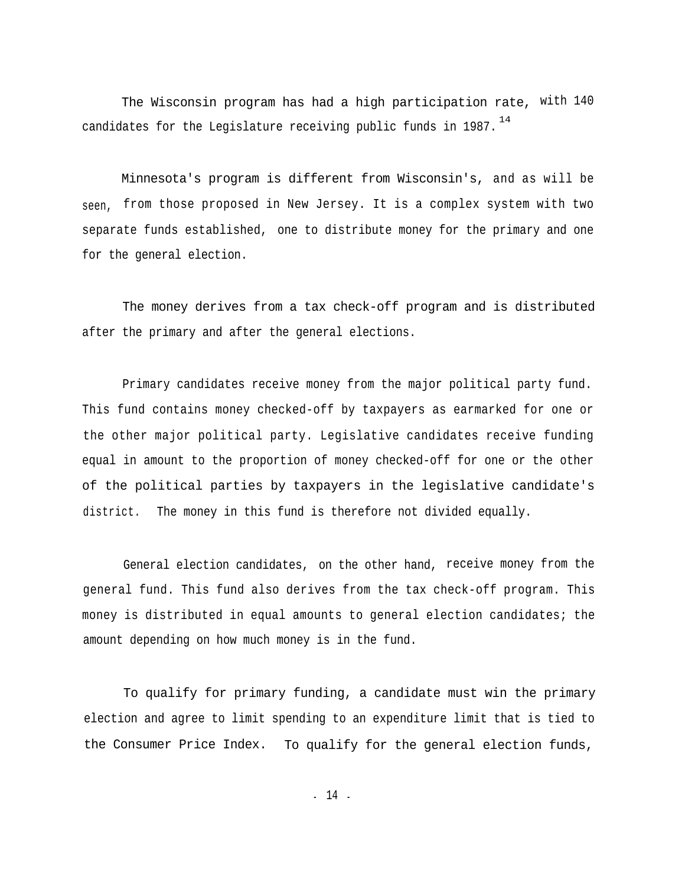The Wisconsin program has had a high participation rate, with 140 candidates for the Legislature receiving public funds in 1987.[14]

Minnesota's program is different from Wisconsin's, and as will be seen, from those proposed in New Jersey. It is a complex system with two separate funds established, one to distribute money for the primary and one for the general election.

The money derives from a tax check-off program and is distributed after the primary and after the general elections.

Primary candidates receive money from the major political party fund. This fund contains money checked-off by taxpayers as earmarked for one or the other major political party. Legislative candidates receive funding equal in amount to the proportion of money checked-off for one or the other of the political parties by taxpayers in the legislative candidate's district. The money in this fund is therefore not divided equally.

General election candidates, on the other hand, receive money from the general fund. This fund also derives from the tax check-off program. This money is distributed in equal amounts to general election candidates; the amount depending on how much money is in the fund.

To qualify for primary funding, a candidate must win the primary election and agree to limit spending to an expenditure limit that is tied to the Consumer Price Index. To qualify for the general election funds,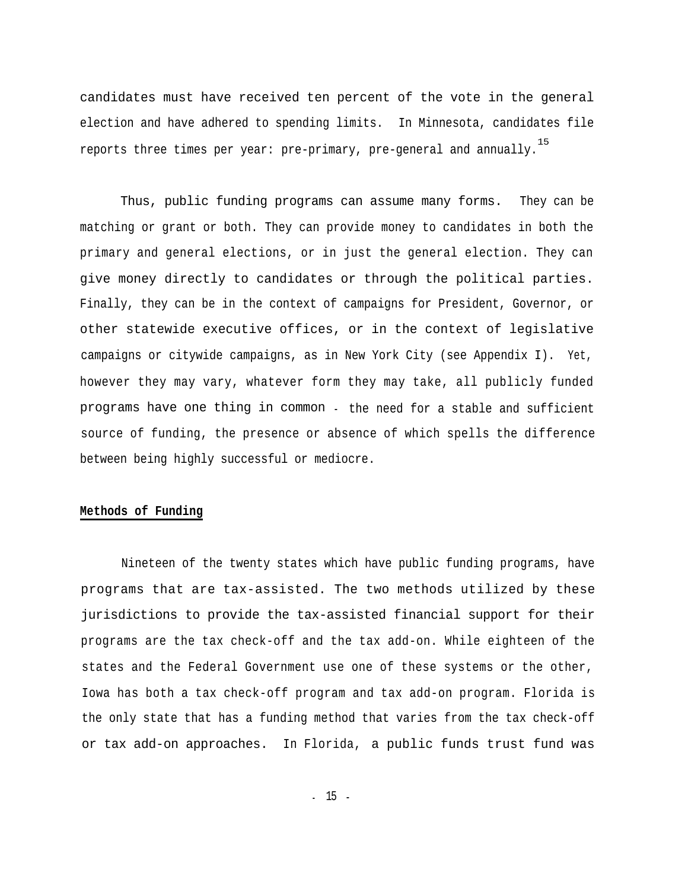candidates must have received ten percent of the vote in the general election and have adhered to spending limits. In Minnesota, candidates file reports three times per year: pre-primary, pre-general and annually.[15]

Thus, public funding programs can assume many forms. They can be matching or grant or both. They can provide money to candidates in both the primary and general elections, or in just the general election. They can give money directly to candidates or through the political parties. Finally, they can be in the context of campaigns for President, Governor, or other statewide executive offices, or in the context of legislative campaigns or citywide campaigns, as in New York City (see Appendix I). Yet, however they may vary, whatever form they may take, all publicly funded programs have one thing in common - the need for a stable and sufficient source of funding, the presence or absence of which spells the difference between being highly successful or mediocre.

**Methods of Funding**

Nineteen of the twenty states which have public funding programs, have programs that are tax-assisted. The two methods utilized by these jurisdictions to provide the tax-assisted financial support for their programs are the tax check-off and the tax add-on. While eighteen of the states and the Federal Government use one of these systems or the other, Iowa has both a tax check-off program and tax add-on program. Florida is the only state that has a funding method that varies from the tax check-off or tax add-on approaches. In Florida, a public funds trust fund was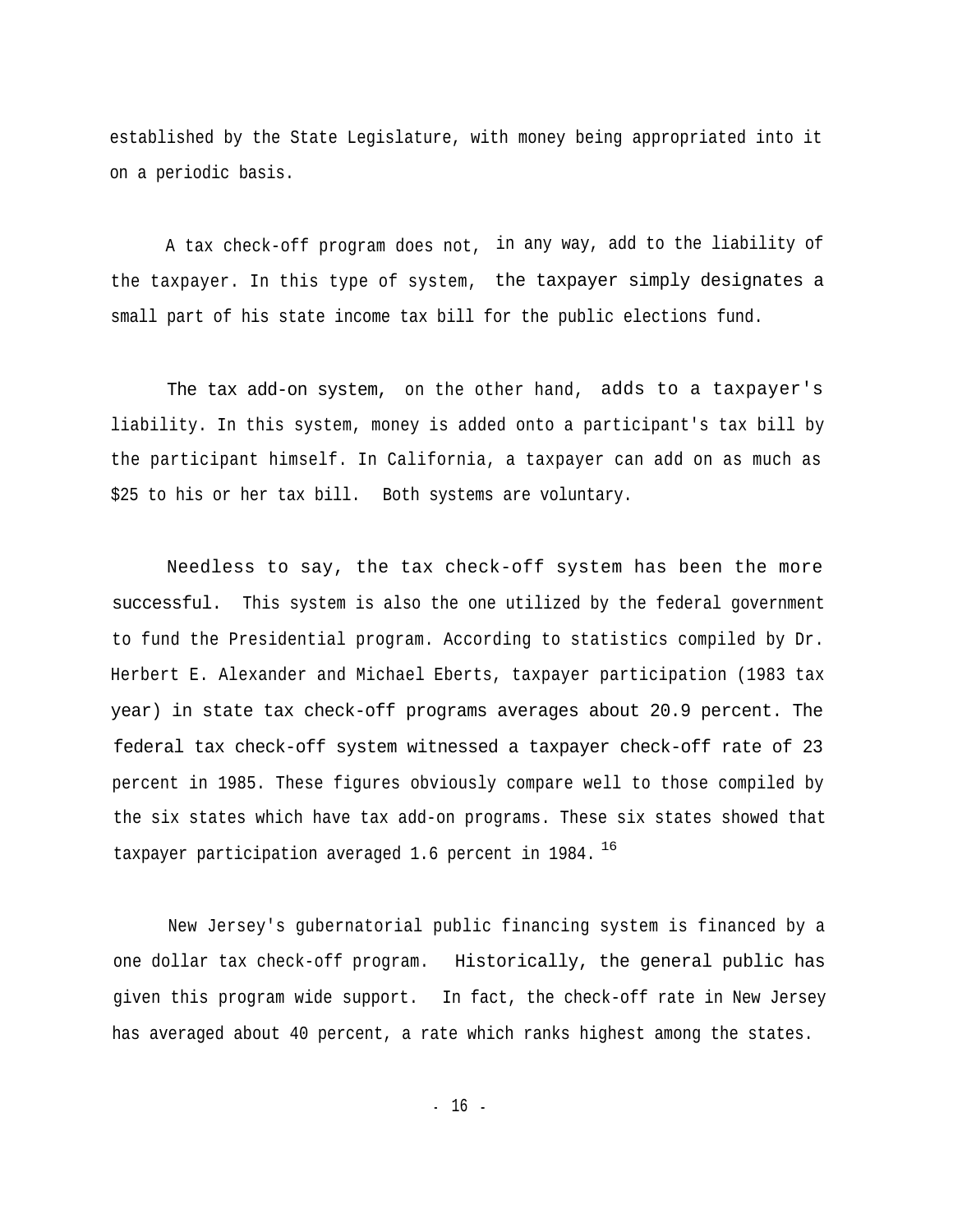established by the State Legislature, with money being appropriated into it on a periodic basis.

A tax check-off program does not, in any way, add to the liability of the taxpayer. In this type of system, the taxpayer simply designates a small part of his state income tax bill for the public elections fund.

The tax add-on system, on the other hand, adds to a taxpayer's liability. In this system, money is added onto a participant's tax bill by the participant himself. In California, a taxpayer can add on as much as $25 to his or her tax bill. Both systems are voluntary.

Needless to say, the tax check-off system has been the more successful. This system is also the one utilized by the federal government to fund the Presidential program. According to statistics compiled by Dr. Herbert E. Alexander and Michael Eberts, taxpayer participation (1983 tax year) in state tax check-off programs averages about 20.9 percent. The federal tax check-off system witnessed a taxpayer check-off rate of 23 percent in 1985. These figures obviously compare well to those compiled by the six states which have tax add-on programs. These six states showed that taxpayer participation averaged 1.6 percent in 1984.[16]

New Jersey's gubernatorial public financing system is financed by a one dollar tax check-off program. Historically, the general public has given this program wide support. In fact, the check-off rate in New Jersey has averaged about 40 percent, a rate which ranks highest among the states.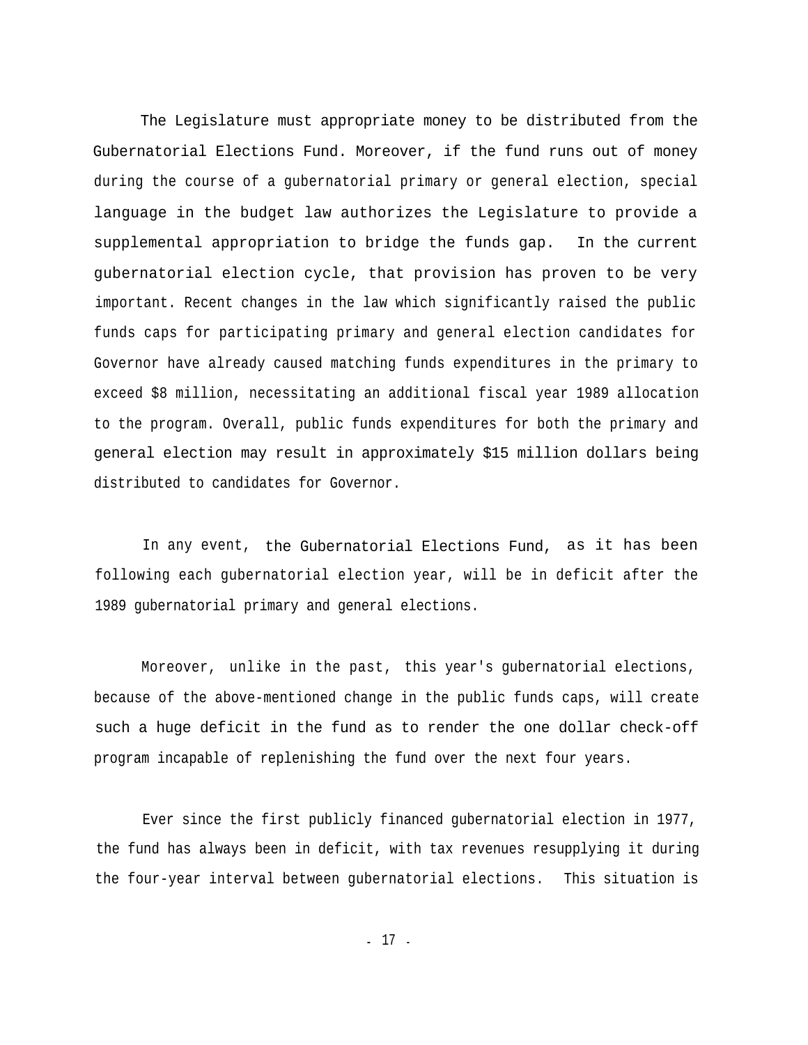The Legislature must appropriate money to be distributed from the Gubernatorial Elections Fund. Moreover, if the fund runs out of money during the course of a gubernatorial primary or general election, special language in the budget law authorizes the Legislature to provide a supplemental appropriation to bridge the funds gap. In the current gubernatorial election cycle, that provision has proven to be very important. Recent changes in the law which significantly raised the public funds caps for participating primary and general election candidates for Governor have already caused matching funds expenditures in the primary to exceed $8 million, necessitating an additional fiscal year 1989 allocation to the program. Overall, public funds expenditures for both the primary and general election may result in approximately $15 million dollars being distributed to candidates for Governor.

In any event, the Gubernatorial Elections Fund, as it has been following each gubernatorial election year, will be in deficit after the 1989 gubernatorial primary and general elections.

Moreover, unlike in the past, this year's gubernatorial elections, because of the above-mentioned change in the public funds caps, will create such a huge deficit in the fund as to render the one dollar check-off program incapable of replenishing the fund over the next four years.

Ever since the first publicly financed gubernatorial election in 1977, the fund has always been in deficit, with tax revenues resupplying it during the four-year interval between gubernatorial elections. This situation is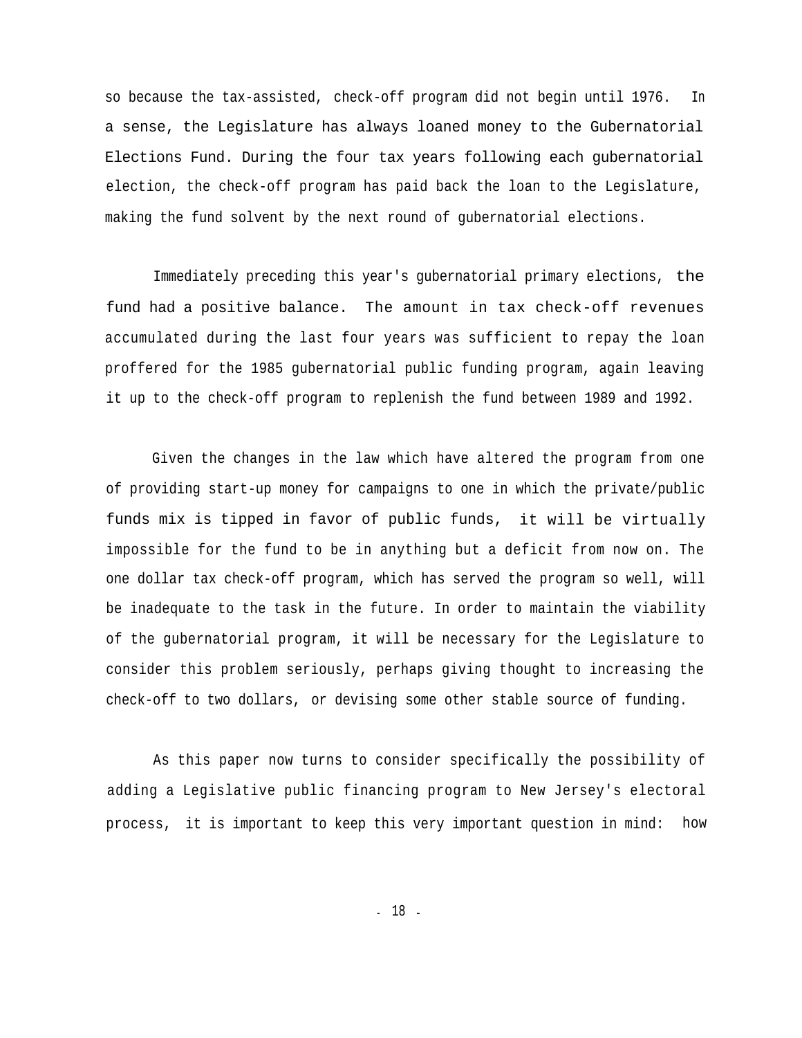so because the tax-assisted, check-off program did not begin until 1976. In a sense, the Legislature has always loaned money to the Gubernatorial Elections Fund. During the four tax years following each gubernatorial election, the check-off program has paid back the loan to the Legislature, making the fund solvent by the next round of gubernatorial elections.

Immediately preceding this year's gubernatorial primary elections, the fund had a positive balance. The amount in tax check-off revenues accumulated during the last four years was sufficient to repay the loan proffered for the 1985 gubernatorial public funding program, again leaving it up to the check-off program to replenish the fund between 1989 and 1992.

Given the changes in the law which have altered the program from one of providing start-up money for campaigns to one in which the private/public funds mix is tipped in favor of public funds, it will be virtually impossible for the fund to be in anything but a deficit from now on. The one dollar tax check-off program, which has served the program so well, will be inadequate to the task in the future. In order to maintain the viability of the gubernatorial program, it will be necessary for the Legislature to consider this problem seriously, perhaps giving thought to increasing the check-off to two dollars, or devising some other stable source of funding.

As this paper now turns to consider specifically the possibility of adding a Legislative public financing program to New Jersey's electoral process, it is important to keep this very important question in mind: how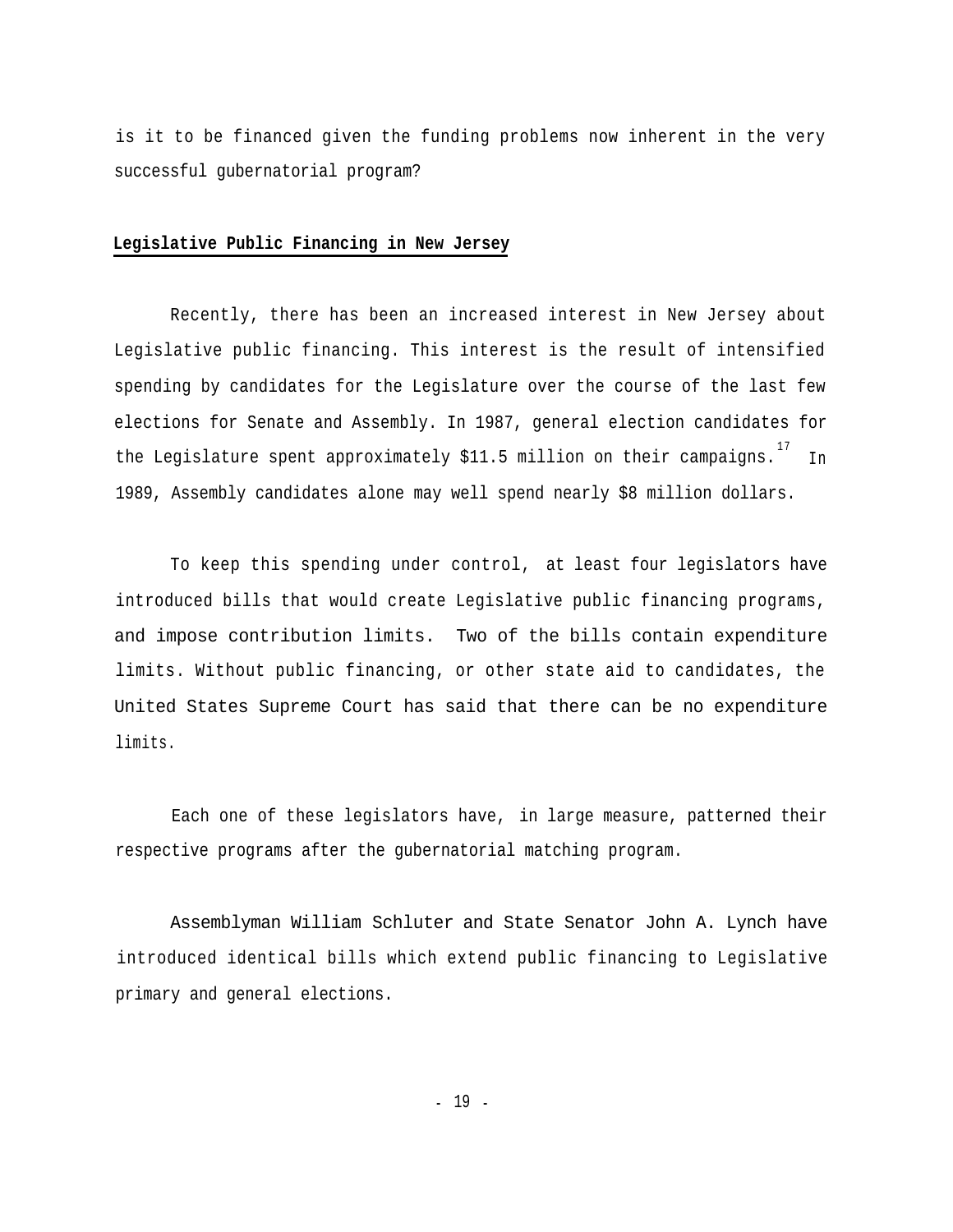is it to be financed given the funding problems now inherent in the very successful gubernatorial program?

## Legislative Public Financing in New Jersey

Recently, there has been an increased interest in New Jersey about Legislative public financing. This interest is the result of intensified spending by candidates for the Legislature over the course of the last few elections for Senate and Assembly. In 1987, general election candidates for the Legislature spent approximately $11.5 million on their campaigns.[17] In 1989, Assembly candidates alone may well spend nearly $8 million dollars.

To keep this spending under control, at least four legislators have introduced bills that would create Legislative public financing programs, and impose contribution limits. Two of the bills contain expenditure limits. Without public financing, or other state aid to candidates, the United States Supreme Court has said that there can be no expenditure limits.

Each one of these legislators have, in large measure, patterned their respective programs after the gubernatorial matching program.

Assemblyman William Schluter and State Senator John A. Lynch have introduced identical bills which extend public financing to Legislative primary and general elections.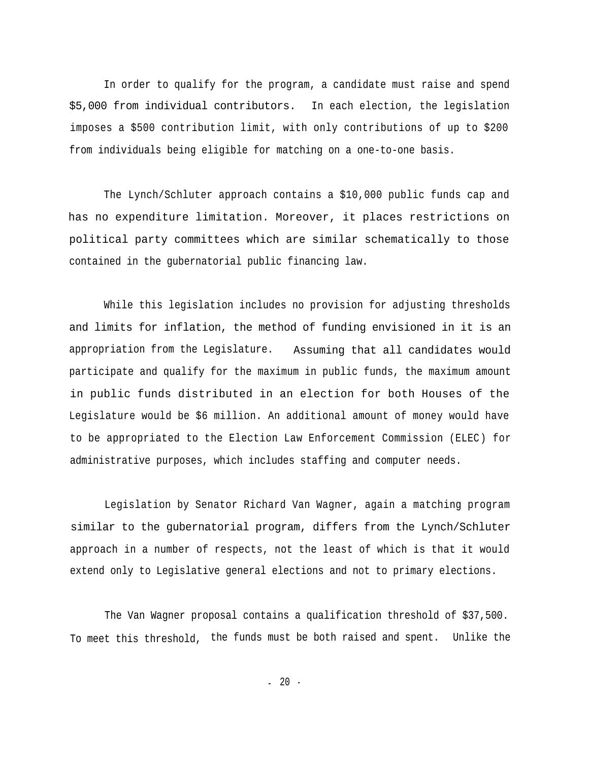In order to qualify for the program, a candidate must raise and spend $5,000 from individual contributors. In each election, the legislation imposes a $500 contribution limit, with only contributions of up to $200 from individuals being eligible for matching on a one-to-one basis.

The Lynch/Schluter approach contains a $10,000 public funds cap and has no expenditure limitation. Moreover, it places restrictions on political party committees which are similar schematically to those contained in the gubernatorial public financing law.

While this legislation includes no provision for adjusting thresholds and limits for inflation, the method of funding envisioned in it is an appropriation from the Legislature. Assuming that all candidates would participate and qualify for the maximum in public funds, the maximum amount in public funds distributed in an election for both Houses of the Legislature would be $6 million. An additional amount of money would have to be appropriated to the Election Law Enforcement Commission (ELEC) for administrative purposes, which includes staffing and computer needs.

Legislation by Senator Richard Van Wagner, again a matching program similar to the gubernatorial program, differs from the Lynch/Schluter approach in a number of respects, not the least of which is that it would extend only to Legislative general elections and not to primary elections.

The Van Wagner proposal contains a qualification threshold of $37,500. To meet this threshold, the funds must be both raised and spent. Unlike the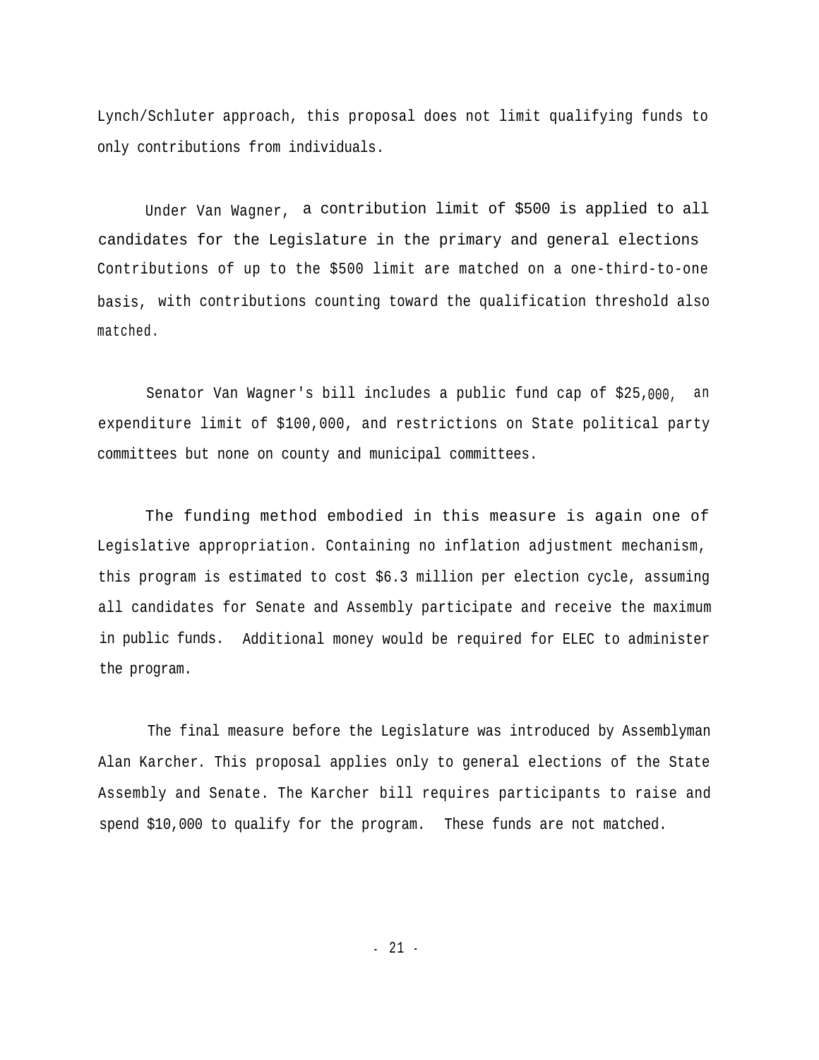Lynch/Schluter approach, this proposal does not limit qualifying funds to only contributions from individuals.

Under Van Wagner, a contribution limit of $500 is applied to all candidates for the Legislature in the primary and general elections Contributions of up to the $500 limit are matched on a one-third-to-one basis, with contributions counting toward the qualification threshold also matched.

Senator Van Wagner's bill includes a public fund cap of $25,000, an expenditure limit of $100,000, and restrictions on State political party committees but none on county and municipal committees.

The funding method embodied in this measure is again one of Legislative appropriation. Containing no inflation adjustment mechanism, this program is estimated to cost $6.3 million per election cycle, assuming all candidates for Senate and Assembly participate and receive the maximum in public funds. Additional money would be required for ELEC to administer the program.

The final measure before the Legislature was introduced by Assemblyman Alan Karcher. This proposal applies only to general elections of the State Assembly and Senate. The Karcher bill requires participants to raise and spend $10,000 to qualify for the program. These funds are not matched.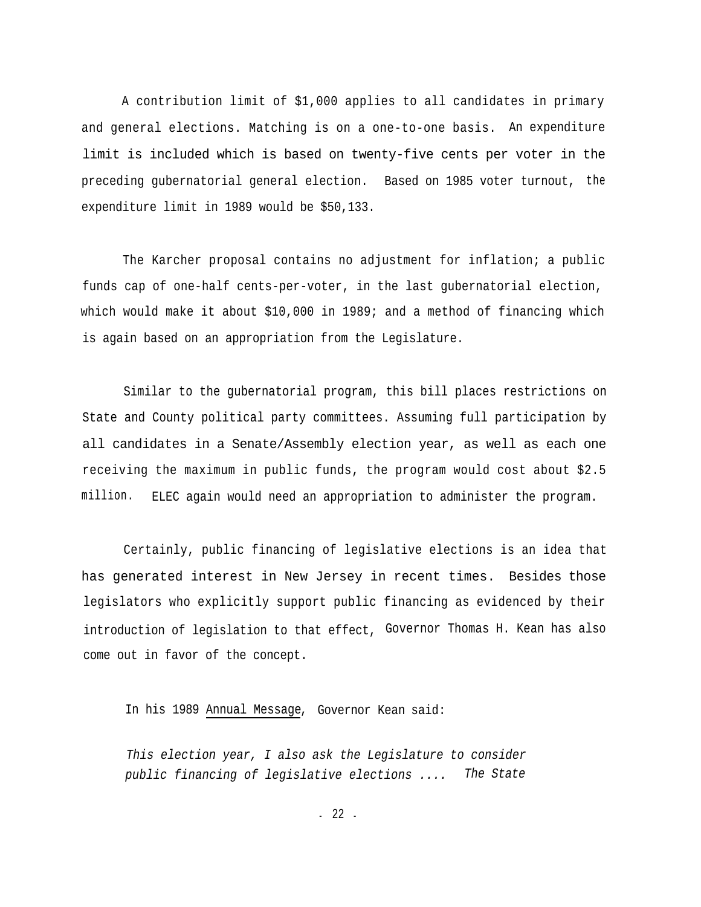A contribution limit of $1,000 applies to all candidates in primary and general elections. Matching is on a one-to-one basis. An expenditure limit is included which is based on twenty-five cents per voter in the preceding gubernatorial general election. Based on 1985 voter turnout, the expenditure limit in 1989 would be $50,133.

The Karcher proposal contains no adjustment for inflation; a public funds cap of one-half cents-per-voter, in the last gubernatorial election, which would make it about $10,000 in 1989; and a method of financing which is again based on an appropriation from the Legislature.

Similar to the gubernatorial program, this bill places restrictions on State and County political party committees. Assuming full participation by all candidates in a Senate/Assembly election year, as well as each one receiving the maximum in public funds, the program would cost about $2.5 million. ELEC again would need an appropriation to administer the program.

Certainly, public financing of legislative elections is an idea that has generated interest in New Jersey in recent times. Besides those legislators who explicitly support public financing as evidenced by their introduction of legislation to that effect, Governor Thomas H. Kean has also come out in favor of the concept.

In his 1989 Annual Message, Governor Kean said:

> *This election year, I also ask the Legislature to consider public financing of legislative elections .... The State*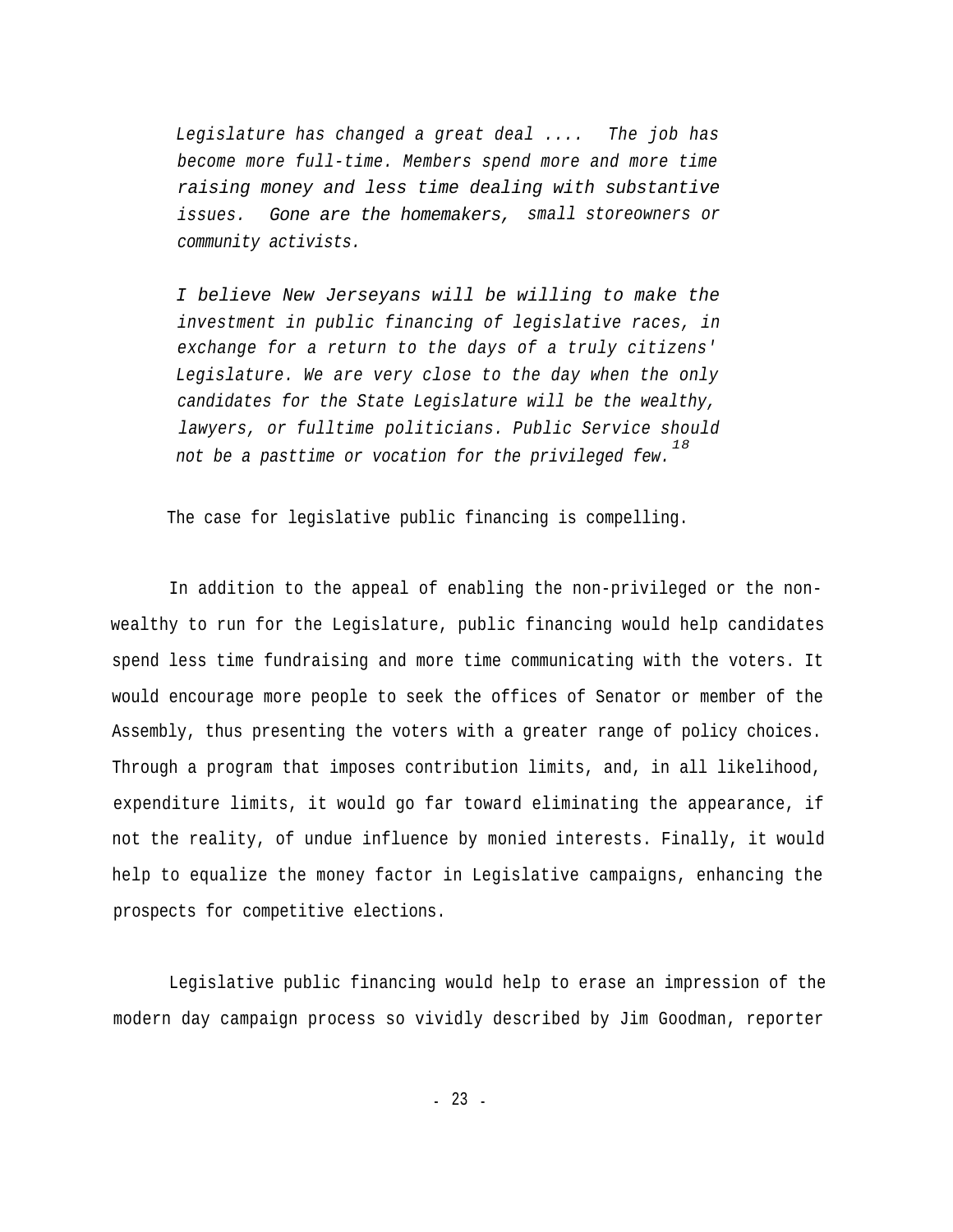> *Legislature has changed a great deal .... The job has become more full-time. Members spend more and more time raising money and less time dealing with substantive issues. Gone are the homemakers, small storeowners or community activists.*
>
> *I believe New Jerseyans will be willing to make the investment in public financing of legislative races, in exchange for a return to the days of a truly citizens' Legislature. We are very close to the day when the only candidates for the State Legislature will be the wealthy, lawyers, or fulltime politicians. Public Service should not be a pasttime or vocation for the privileged few.*[18]

The case for legislative public financing is compelling.

In addition to the appeal of enabling the non-privileged or the non-wealthy to run for the Legislature, public financing would help candidates spend less time fundraising and more time communicating with the voters. It would encourage more people to seek the offices of Senator or member of the Assembly, thus presenting the voters with a greater range of policy choices. Through a program that imposes contribution limits, and, in all likelihood, expenditure limits, it would go far toward eliminating the appearance, if not the reality, of undue influence by monied interests. Finally, it would help to equalize the money factor in Legislative campaigns, enhancing the prospects for competitive elections.

Legislative public financing would help to erase an impression of the modern day campaign process so vividly described by Jim Goodman, reporter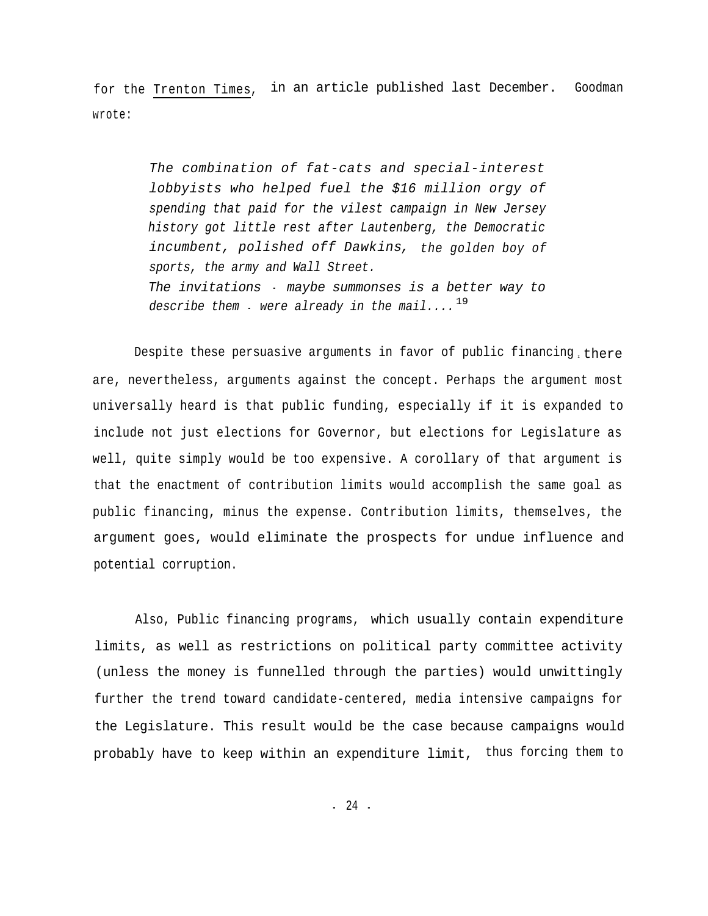for the Trenton Times, in an article published last December. Goodman wrote:

> *The combination of fat-cats and special-interest lobbyists who helped fuel the $16 million orgy of spending that paid for the vilest campaign in New Jersey history got little rest after Lautenberg, the Democratic incumbent, polished off Dawkins, the golden boy of sports, the army and Wall Street.*
>
> *The invitations - maybe summonses is a better way to describe them - were already in the mail....*[19]

Despite these persuasive arguments in favor of public financing, there are, nevertheless, arguments against the concept. Perhaps the argument most universally heard is that public funding, especially if it is expanded to include not just elections for Governor, but elections for Legislature as well, quite simply would be too expensive. A corollary of that argument is that the enactment of contribution limits would accomplish the same goal as public financing, minus the expense. Contribution limits, themselves, the argument goes, would eliminate the prospects for undue influence and potential corruption.

Also, Public financing programs, which usually contain expenditure limits, as well as restrictions on political party committee activity (unless the money is funnelled through the parties) would unwittingly further the trend toward candidate-centered, media intensive campaigns for the Legislature. This result would be the case because campaigns would probably have to keep within an expenditure limit, thus forcing them to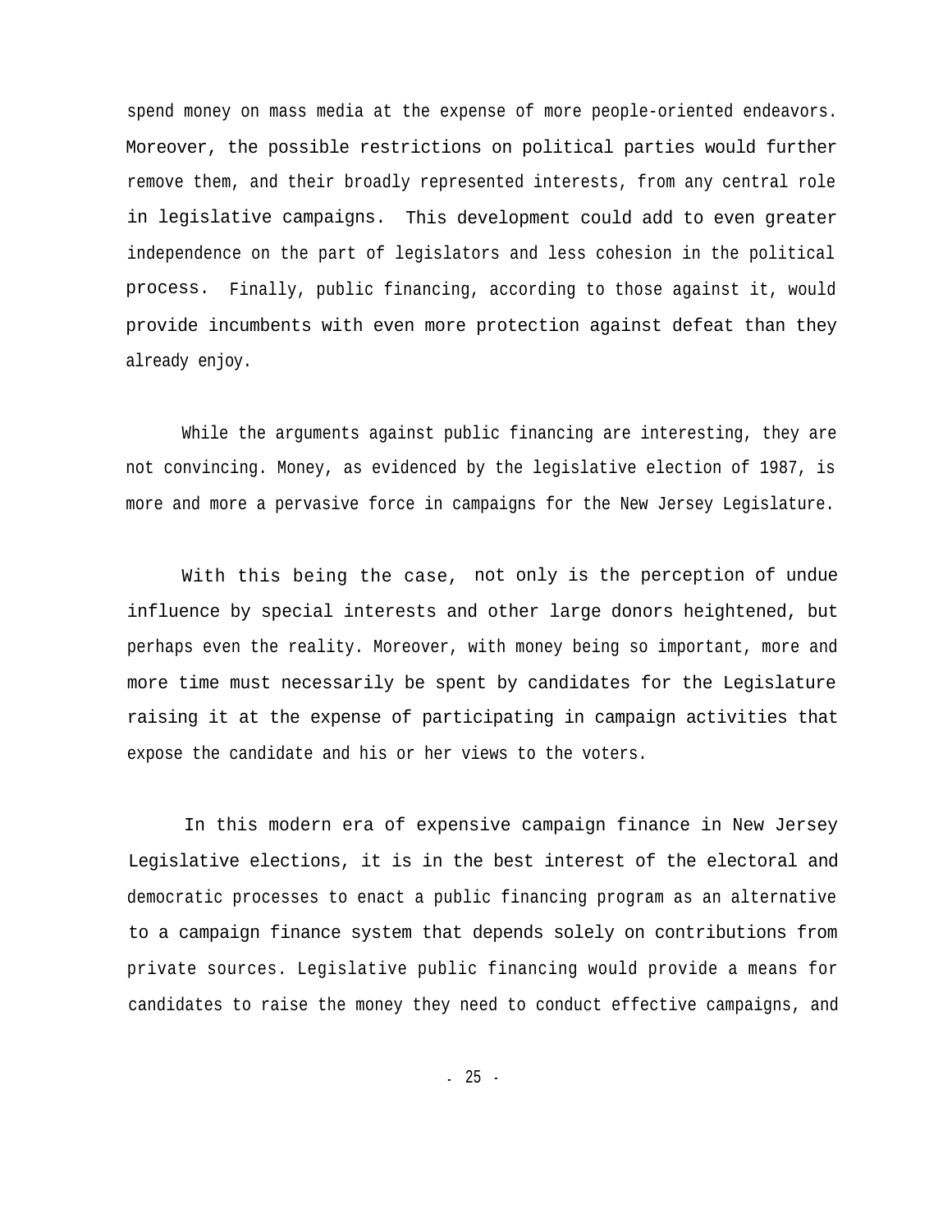spend money on mass media at the expense of more people-oriented endeavors. Moreover, the possible restrictions on political parties would further remove them, and their broadly represented interests, from any central role in legislative campaigns. This development could add to even greater independence on the part of legislators and less cohesion in the political process. Finally, public financing, according to those against it, would provide incumbents with even more protection against defeat than they already enjoy.

While the arguments against public financing are interesting, they are not convincing. Money, as evidenced by the legislative election of 1987, is more and more a pervasive force in campaigns for the New Jersey Legislature.

With this being the case, not only is the perception of undue influence by special interests and other large donors heightened, but perhaps even the reality. Moreover, with money being so important, more and more time must necessarily be spent by candidates for the Legislature raising it at the expense of participating in campaign activities that expose the candidate and his or her views to the voters.

In this modern era of expensive campaign finance in New Jersey Legislative elections, it is in the best interest of the electoral and democratic processes to enact a public financing program as an alternative to a campaign finance system that depends solely on contributions from private sources. Legislative public financing would provide a means for candidates to raise the money they need to conduct effective campaigns, and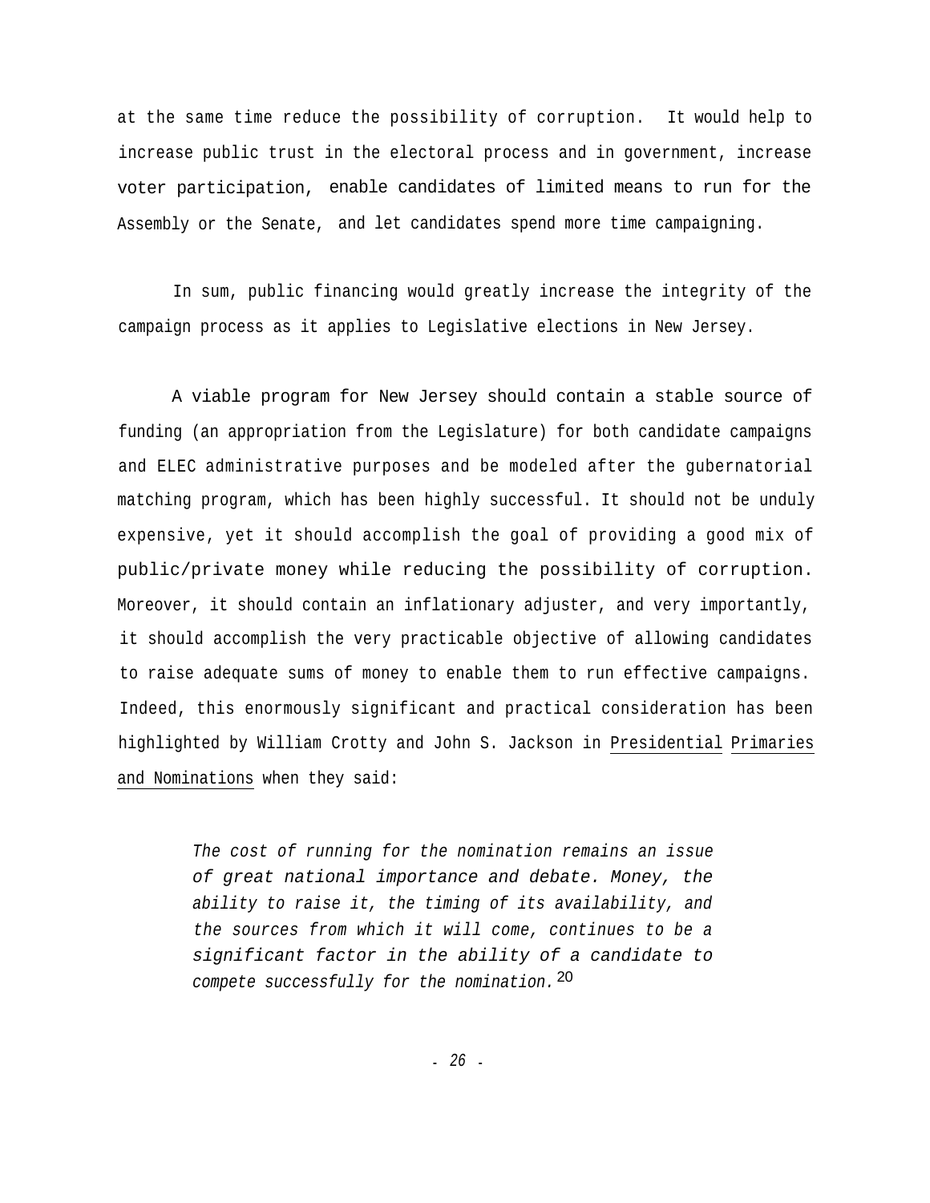at the same time reduce the possibility of corruption. It would help to increase public trust in the electoral process and in government, increase voter participation, enable candidates of limited means to run for the Assembly or the Senate, and let candidates spend more time campaigning.

In sum, public financing would greatly increase the integrity of the campaign process as it applies to Legislative elections in New Jersey.

A viable program for New Jersey should contain a stable source of funding (an appropriation from the Legislature) for both candidate campaigns and ELEC administrative purposes and be modeled after the gubernatorial matching program, which has been highly successful. It should not be unduly expensive, yet it should accomplish the goal of providing a good mix of public/private money while reducing the possibility of corruption. Moreover, it should contain an inflationary adjuster, and very importantly, it should accomplish the very practicable objective of allowing candidates to raise adequate sums of money to enable them to run effective campaigns. Indeed, this enormously significant and practical consideration has been highlighted by William Crotty and John S. Jackson in Presidential Primaries and Nominations when they said:

> *The cost of running for the nomination remains an issue of great national importance and debate. Money, the ability to raise it, the timing of its availability, and the sources from which it will come, continues to be a significant factor in the ability of a candidate to compete successfully for the nomination.*[20]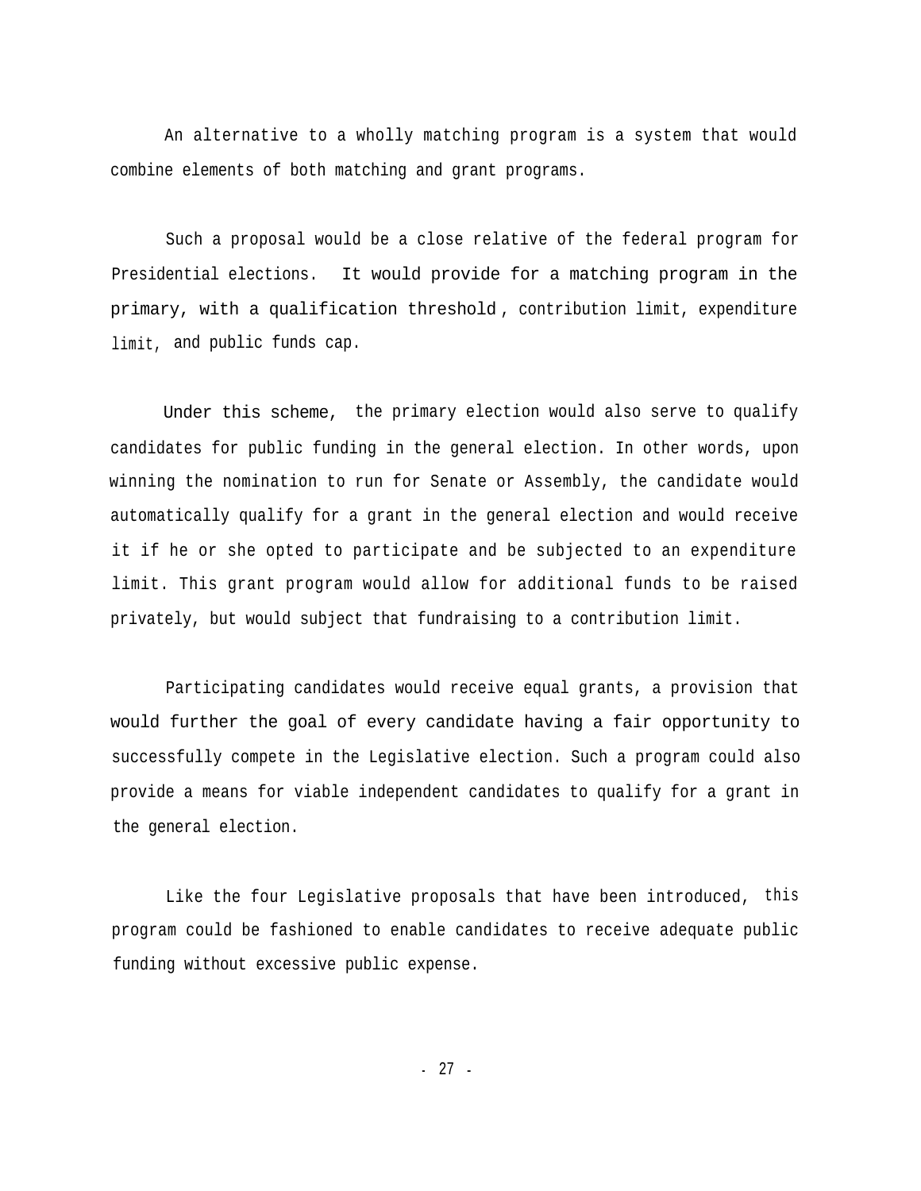An alternative to a wholly matching program is a system that would combine elements of both matching and grant programs.

Such a proposal would be a close relative of the federal program for Presidential elections. It would provide for a matching program in the primary, with a qualification threshold, contribution limit, expenditure limit, and public funds cap.

Under this scheme, the primary election would also serve to qualify candidates for public funding in the general election. In other words, upon winning the nomination to run for Senate or Assembly, the candidate would automatically qualify for a grant in the general election and would receive it if he or she opted to participate and be subjected to an expenditure limit. This grant program would allow for additional funds to be raised privately, but would subject that fundraising to a contribution limit.

Participating candidates would receive equal grants, a provision that would further the goal of every candidate having a fair opportunity to successfully compete in the Legislative election. Such a program could also provide a means for viable independent candidates to qualify for a grant in the general election.

Like the four Legislative proposals that have been introduced, this program could be fashioned to enable candidates to receive adequate public funding without excessive public expense.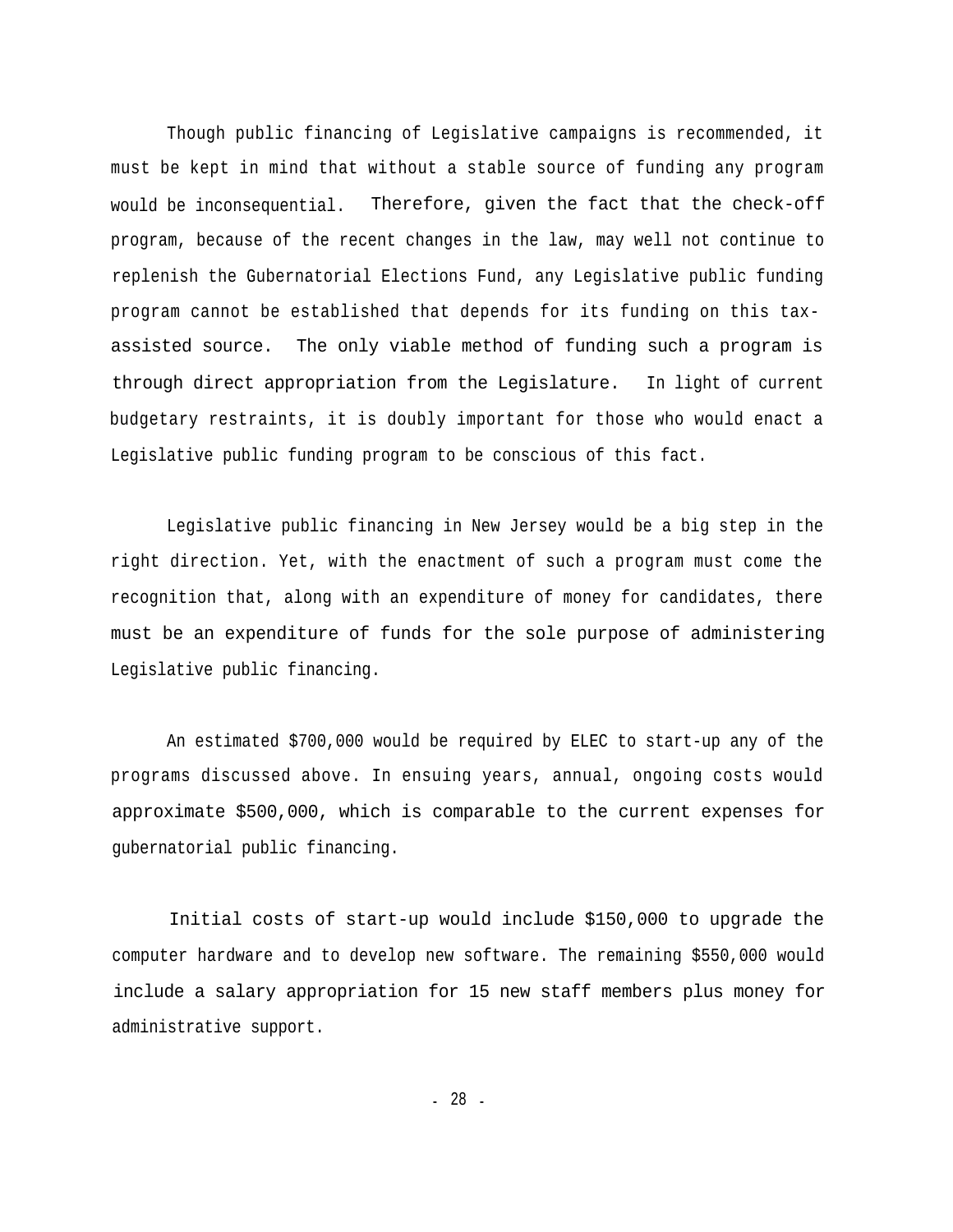Though public financing of Legislative campaigns is recommended, it must be kept in mind that without a stable source of funding any program would be inconsequential. Therefore, given the fact that the check-off program, because of the recent changes in the law, may well not continue to replenish the Gubernatorial Elections Fund, any Legislative public funding program cannot be established that depends for its funding on this tax-assisted source. The only viable method of funding such a program is through direct appropriation from the Legislature. In light of current budgetary restraints, it is doubly important for those who would enact a Legislative public funding program to be conscious of this fact.

Legislative public financing in New Jersey would be a big step in the right direction. Yet, with the enactment of such a program must come the recognition that, along with an expenditure of money for candidates, there must be an expenditure of funds for the sole purpose of administering Legislative public financing.

An estimated $700,000 would be required by ELEC to start-up any of the programs discussed above. In ensuing years, annual, ongoing costs would approximate $500,000, which is comparable to the current expenses for gubernatorial public financing.

Initial costs of start-up would include $150,000 to upgrade the computer hardware and to develop new software. The remaining $550,000 would include a salary appropriation for 15 new staff members plus money for administrative support.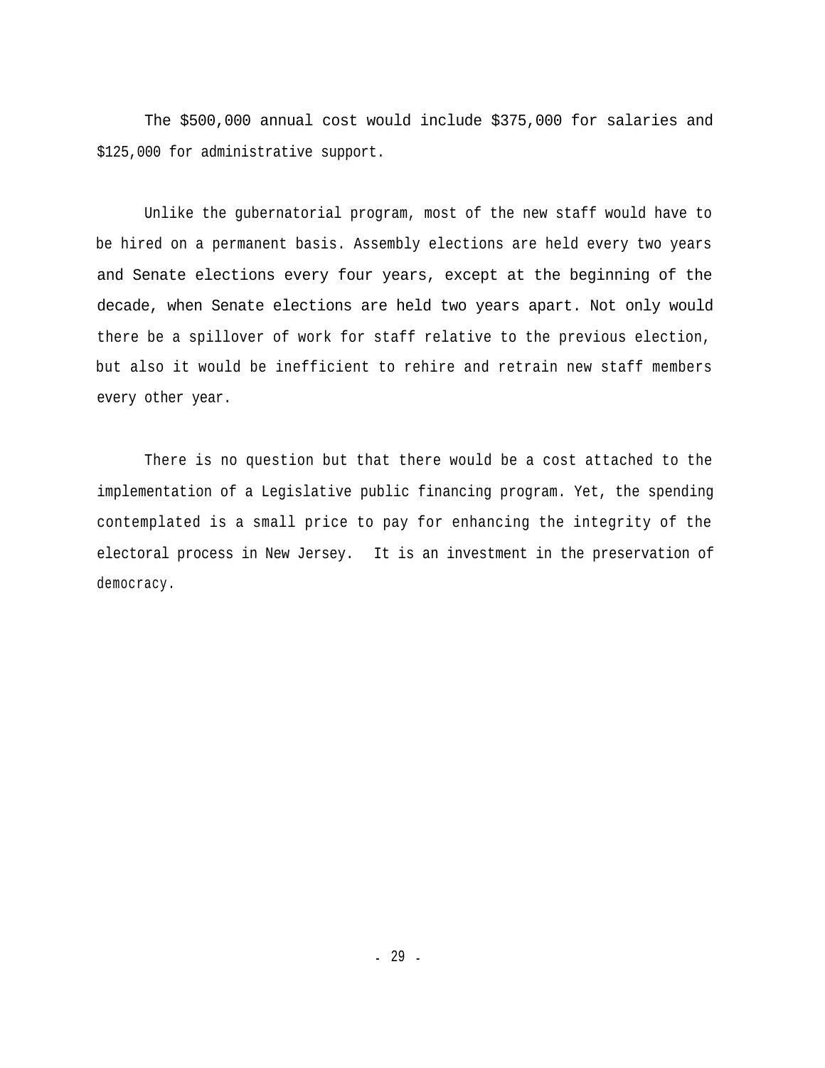The $500,000 annual cost would include $375,000 for salaries and $125,000 for administrative support.

Unlike the gubernatorial program, most of the new staff would have to be hired on a permanent basis. Assembly elections are held every two years and Senate elections every four years, except at the beginning of the decade, when Senate elections are held two years apart. Not only would there be a spillover of work for staff relative to the previous election, but also it would be inefficient to rehire and retrain new staff members every other year.

There is no question but that there would be a cost attached to the implementation of a Legislative public financing program. Yet, the spending contemplated is a small price to pay for enhancing the integrity of the electoral process in New Jersey. It is an investment in the preservation of democracy.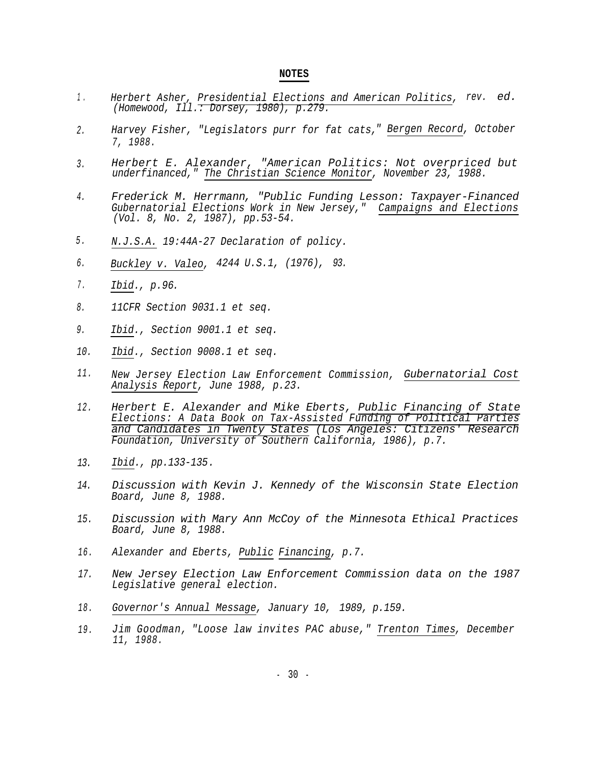## NOTES

1. Herbert Asher, Presidential Elections and American Politics, rev. ed. (Homewood, Ill.: Dorsey, 1980), p.279.

2. Harvey Fisher, "Legislators purr for fat cats," Bergen Record, October 7, 1988.

3. Herbert E. Alexander, "American Politics: Not overpriced but underfinanced," The Christian Science Monitor, November 23, 1988.

4. Frederick M. Herrmann, "Public Funding Lesson: Taxpayer-Financed Gubernatorial Elections Work in New Jersey," Campaigns and Elections (Vol. 8, No. 2, 1987), pp.53-54.

5. N.J.S.A. 19:44A-27 Declaration of policy.

6. Buckley v. Valeo, 4244 U.S.1, (1976), 93.

7. Ibid., p.96.

8. 11CFR Section 9031.1 et seq.

9. Ibid., Section 9001.1 et seq.

10. Ibid., Section 9008.1 et seq.

11. New Jersey Election Law Enforcement Commission, Gubernatorial Cost Analysis Report, June 1988, p.23.

12. Herbert E. Alexander and Mike Eberts, Public Financing of State Elections: A Data Book on Tax-Assisted Funding of Political Parties and Candidates in Twenty States (Los Angeles: Citizens' Research Foundation, University of Southern California, 1986), p.7.

13. Ibid., pp.133-135.

14. Discussion with Kevin J. Kennedy of the Wisconsin State Election Board, June 8, 1988.

15. Discussion with Mary Ann McCoy of the Minnesota Ethical Practices Board, June 8, 1988.

16. Alexander and Eberts, Public Financing, p.7.

17. New Jersey Election Law Enforcement Commission data on the 1987 Legislative general election.

18. Governor's Annual Message, January 10, 1989, p.159.

19. Jim Goodman, "Loose law invites PAC abuse," Trenton Times, December 11, 1988.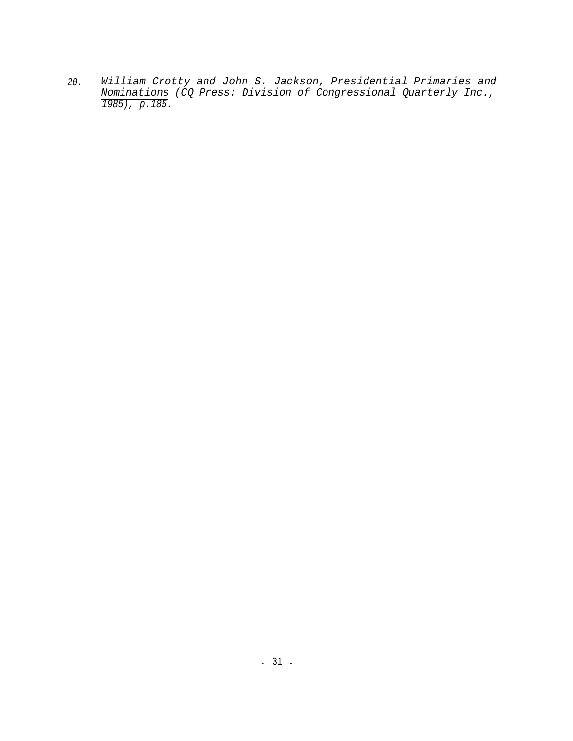20. William Crotty and John S. Jackson, Presidential Primaries and Nominations (CQ Press: Division of Congressional Quarterly Inc., 1985), p.185.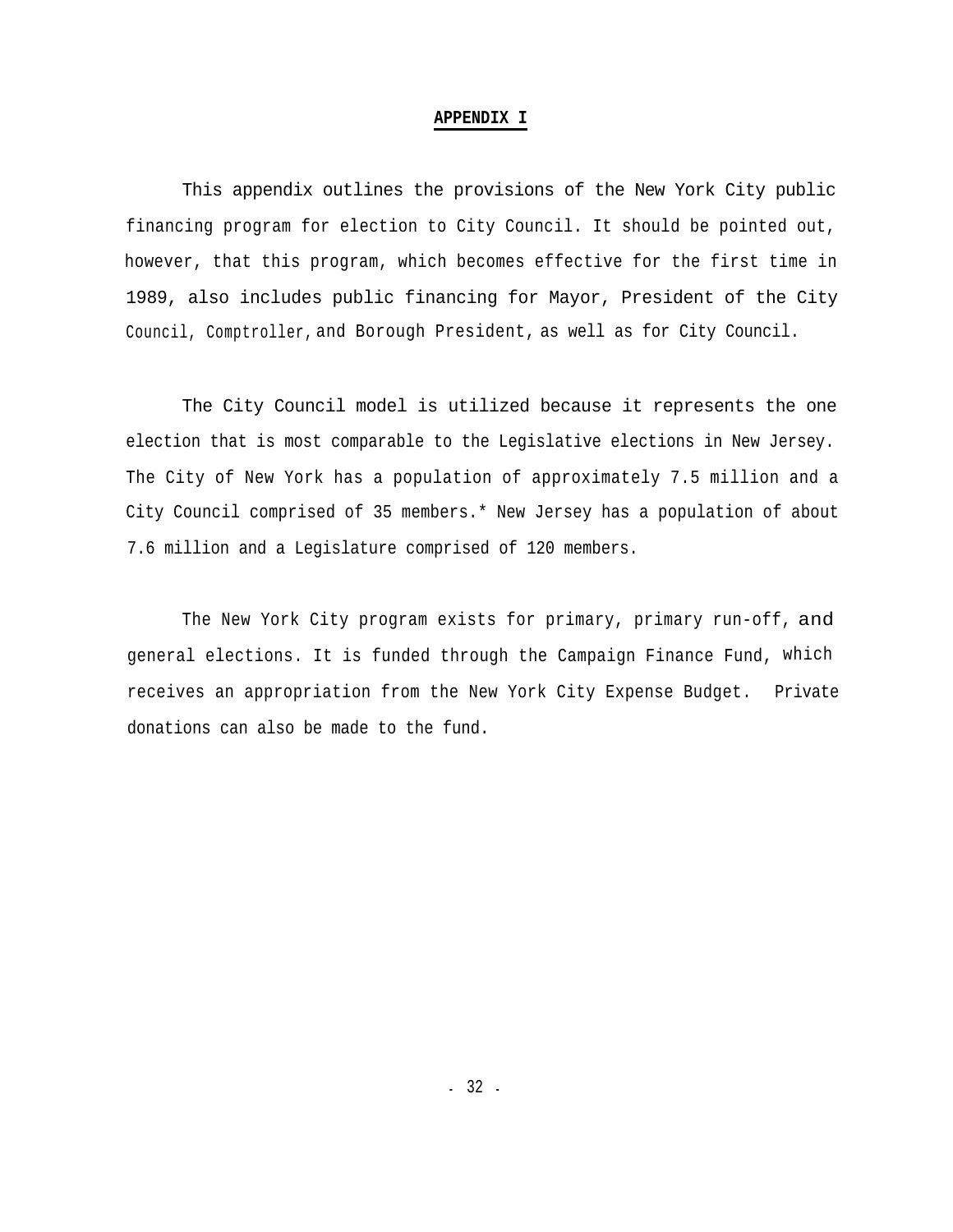# APPENDIX I

This appendix outlines the provisions of the New York City public financing program for election to City Council. It should be pointed out, however, that this program, which becomes effective for the first time in 1989, also includes public financing for Mayor, President of the City Council, Comptroller, and Borough President, as well as for City Council.

The City Council model is utilized because it represents the one election that is most comparable to the Legislative elections in New Jersey. The City of New York has a population of approximately 7.5 million and a City Council comprised of 35 members.* New Jersey has a population of about 7.6 million and a Legislature comprised of 120 members.

The New York City program exists for primary, primary run-off, and general elections. It is funded through the Campaign Finance Fund, which receives an appropriation from the New York City Expense Budget. Private donations can also be made to the fund.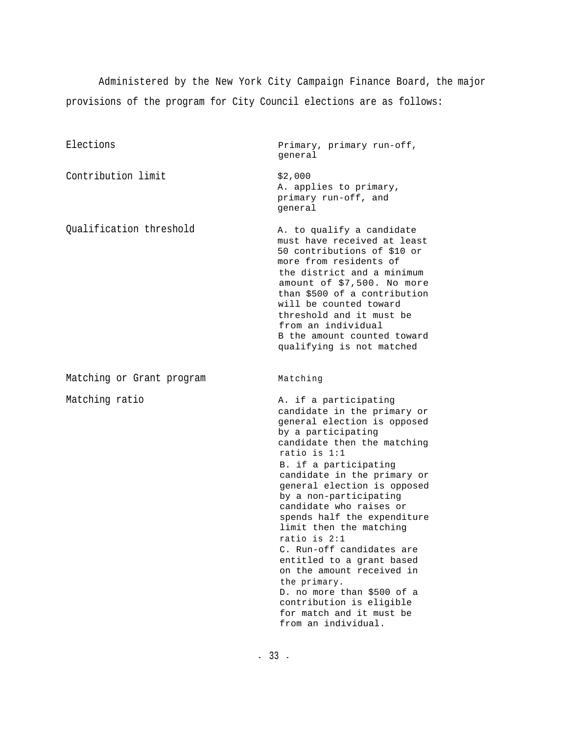Administered by the New York City Campaign Finance Board, the major provisions of the program for City Council elections are as follows:

| | |
|---|---|
| Elections | Primary, primary run-off, general |
| Contribution limit | $2,000<br>A. applies to primary, primary run-off, and general |
| Qualification threshold | A. to qualify a candidate must have received at least 50 contributions of $10 or more from residents of the district and a minimum amount of $7,500. No more than $500 of a contribution will be counted toward threshold and it must be from an individual<br>B the amount counted toward qualifying is not matched |
| Matching or Grant program | Matching |
| Matching ratio | A. if a participating candidate in the primary or general election is opposed by a participating candidate then the matching ratio is 1:1<br>B. if a participating candidate in the primary or general election is opposed by a non-participating candidate who raises or spends half the expenditure limit then the matching ratio is 2:1<br>C. Run-off candidates are entitled to a grant based on the amount received in the primary.<br>D. no more than $500 of a contribution is eligible for match and it must be from an individual. |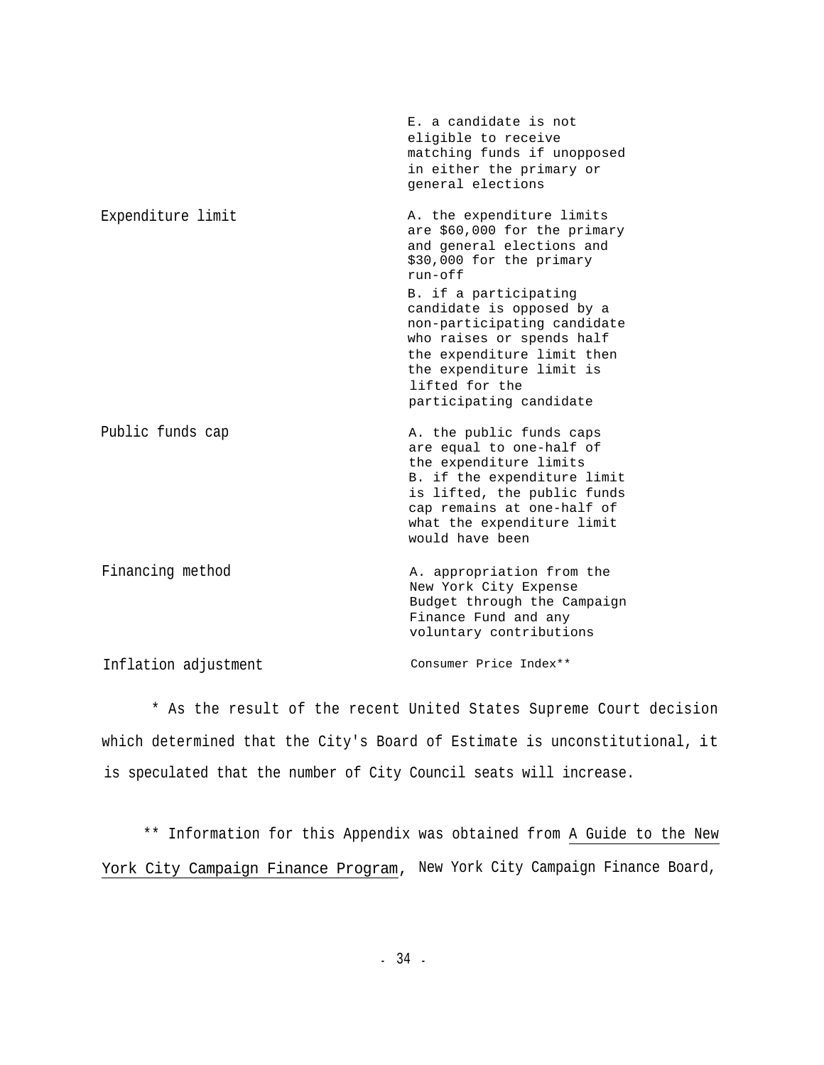| | |
|---|---|
| | E. a candidate is not eligible to receive matching funds if unopposed in either the primary or general elections |
| Expenditure limit | A. the expenditure limits are $60,000 for the primary and general elections and $30,000 for the primary run-off<br>B. if a participating candidate is opposed by a non-participating candidate who raises or spends half the expenditure limit then the expenditure limit is lifted for the participating candidate |
| Public funds cap | A. the public funds caps are equal to one-half of the expenditure limits<br>B. if the expenditure limit is lifted, the public funds cap remains at one-half of what the expenditure limit would have been |
| Financing method | A. appropriation from the New York City Expense Budget through the Campaign Finance Fund and any voluntary contributions |
| Inflation adjustment | Consumer Price Index** |

\* As the result of the recent United States Supreme Court decision which determined that the City's Board of Estimate is unconstitutional, it is speculated that the number of City Council seats will increase.

\*\* Information for this Appendix was obtained from A Guide to the New York City Campaign Finance Program, New York City Campaign Finance Board,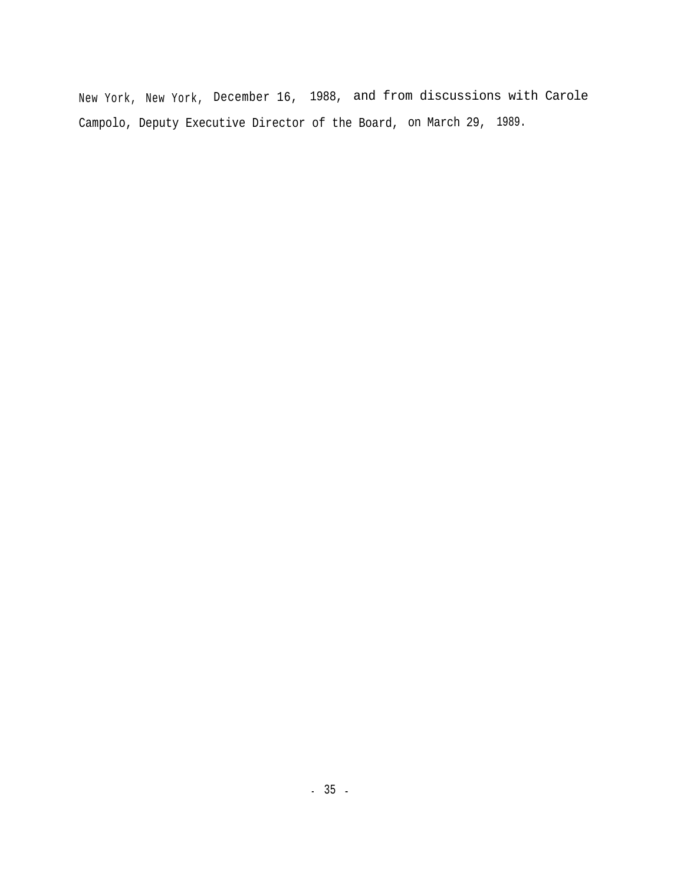New York, New York, December 16, 1988, and from discussions with Carole Campolo, Deputy Executive Director of the Board, on March 29, 1989.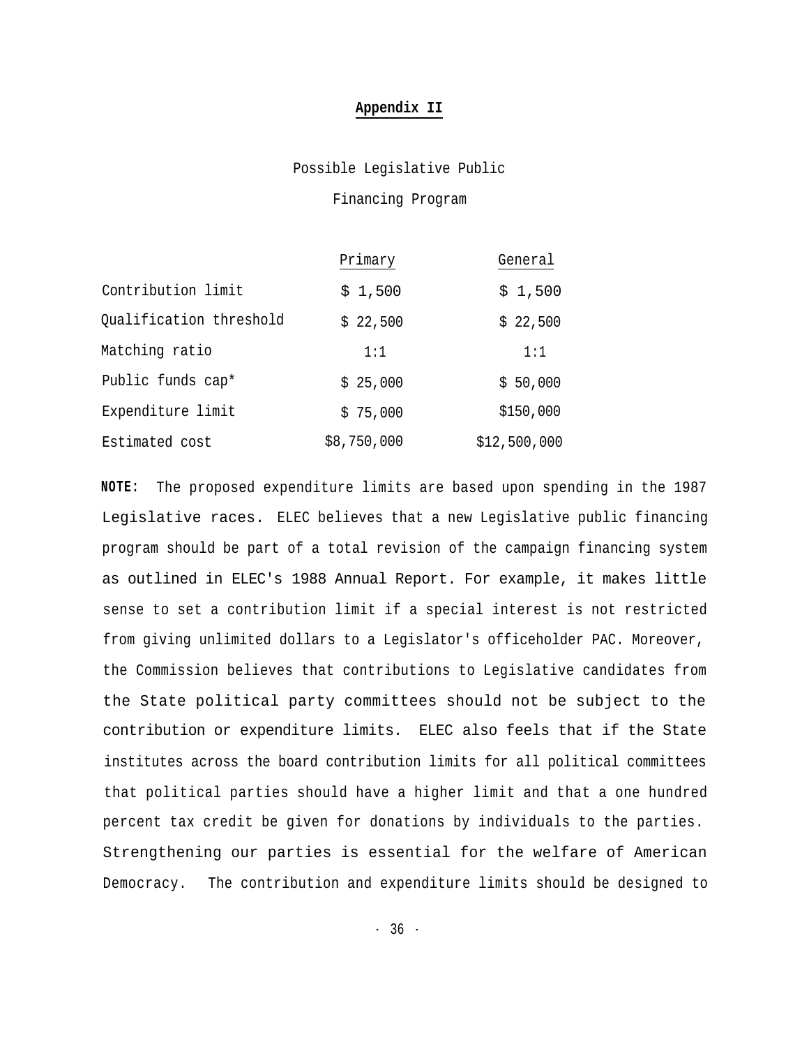**Appendix II**

Possible Legislative Public

Financing Program

| | Primary | General |
|---|---|---|
| Contribution limit | $ 1,500 | $ 1,500 |
| Qualification threshold | $ 22,500 | $ 22,500 |
| Matching ratio | 1:1 | 1:1 |
| Public funds cap* | $ 25,000 | $ 50,000 |
| Expenditure limit | $ 75,000 | $150,000 |
| Estimated cost | $8,750,000 | $12,500,000 |

**NOTE:** The proposed expenditure limits are based upon spending in the 1987 Legislative races. ELEC believes that a new Legislative public financing program should be part of a total revision of the campaign financing system as outlined in ELEC's 1988 Annual Report. For example, it makes little sense to set a contribution limit if a special interest is not restricted from giving unlimited dollars to a Legislator's officeholder PAC. Moreover, the Commission believes that contributions to Legislative candidates from the State political party committees should not be subject to the contribution or expenditure limits. ELEC also feels that if the State institutes across the board contribution limits for all political committees that political parties should have a higher limit and that a one hundred percent tax credit be given for donations by individuals to the parties. Strengthening our parties is essential for the welfare of American Democracy. The contribution and expenditure limits should be designed to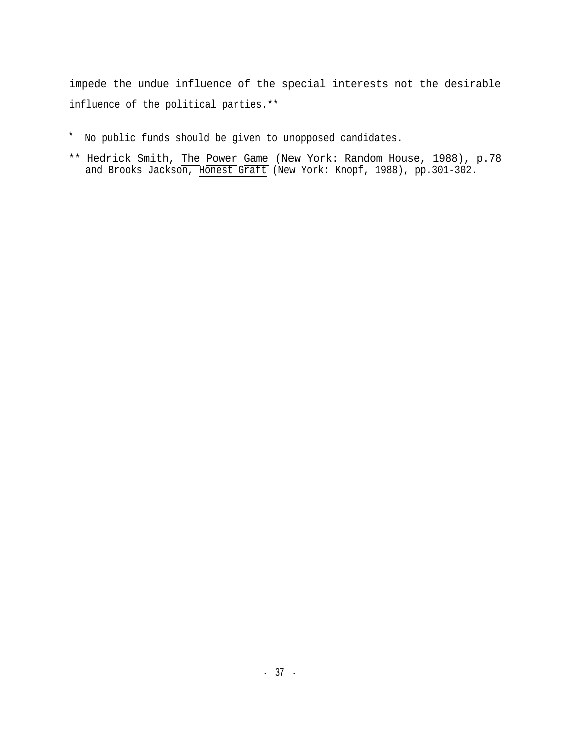impede the undue influence of the special interests not the desirable influence of the political parties.**

\* No public funds should be given to unopposed candidates.

** Hedrick Smith, The Power Game (New York: Random House, 1988), p.78 and Brooks Jackson, Honest Graft (New York: Knopf, 1988), pp.301-302.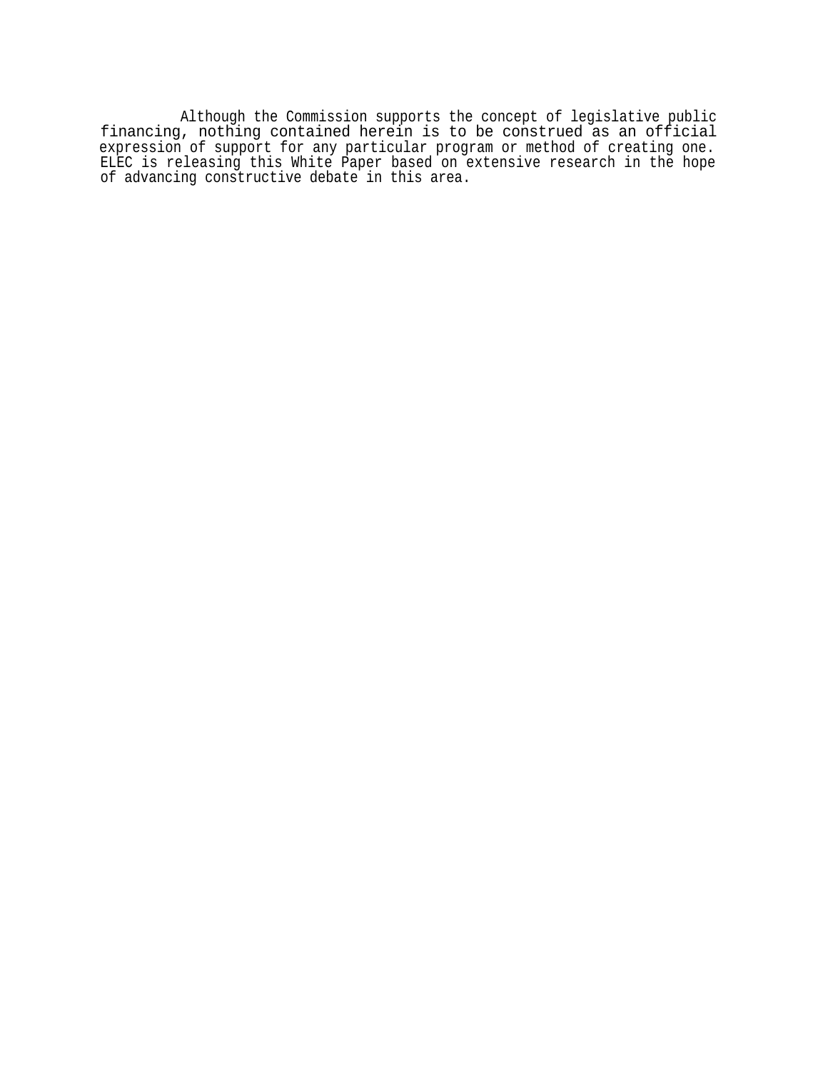Although the Commission supports the concept of legislative public financing, nothing contained herein is to be construed as an official expression of support for any particular program or method of creating one. ELEC is releasing this White Paper based on extensive research in the hope of advancing constructive debate in this area.